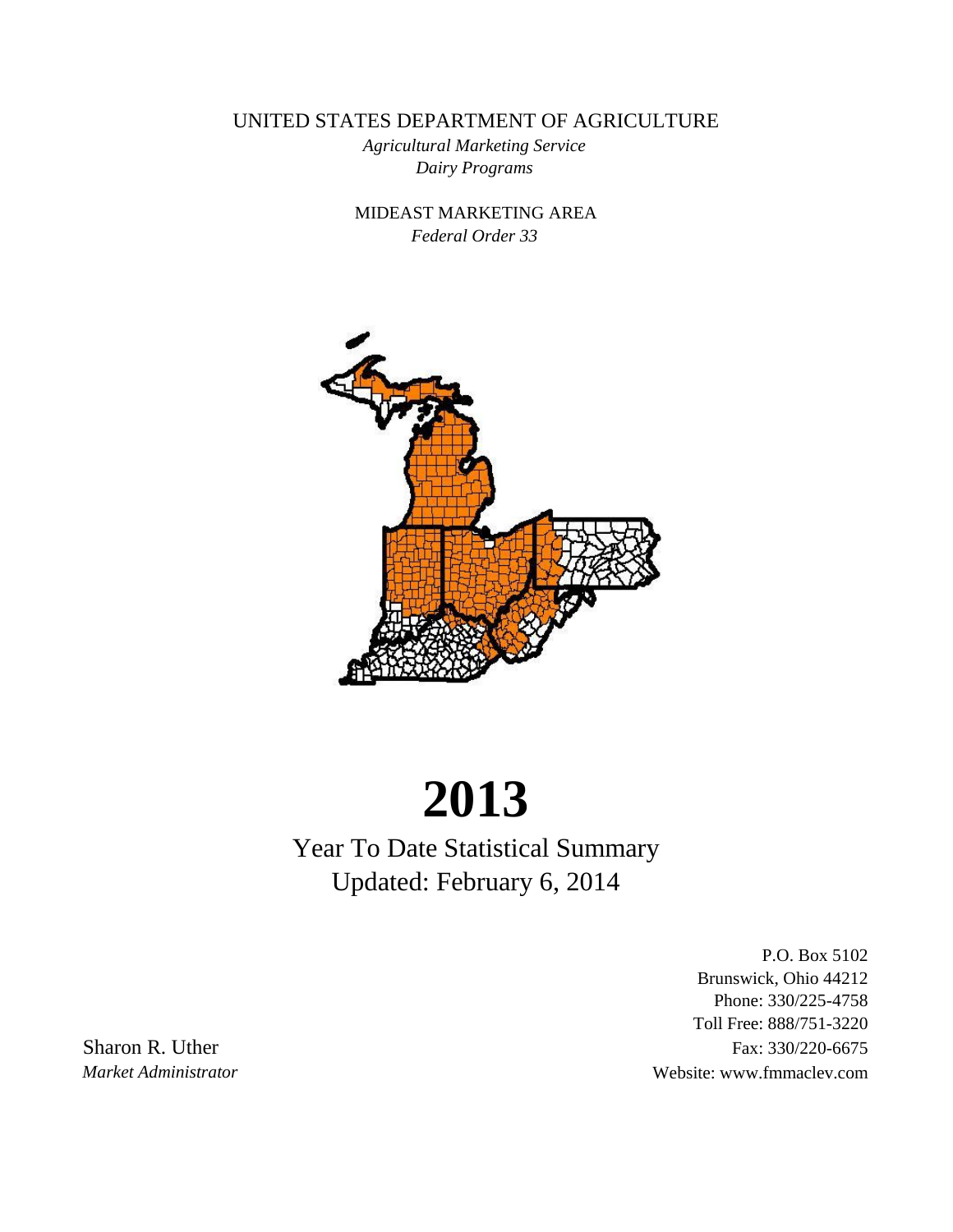UNITED STATES DEPARTMENT OF AGRICULTURE

*Agricultural Marketing Service*

*Dairy Programs*

MIDEAST MARKETING AREA

*Federal Order 33*

# 2013

## Year To Date Statistical Summary

## Updated: February 6, 2014

P.O. Box 5102
Brunswick, Ohio 44212
Phone: 330/225-4758
Toll Free: 888/751-3220
Fax: 330/220-6675
Website: www.fmmaclev.com

Sharon R. Uther
*Market Administrator*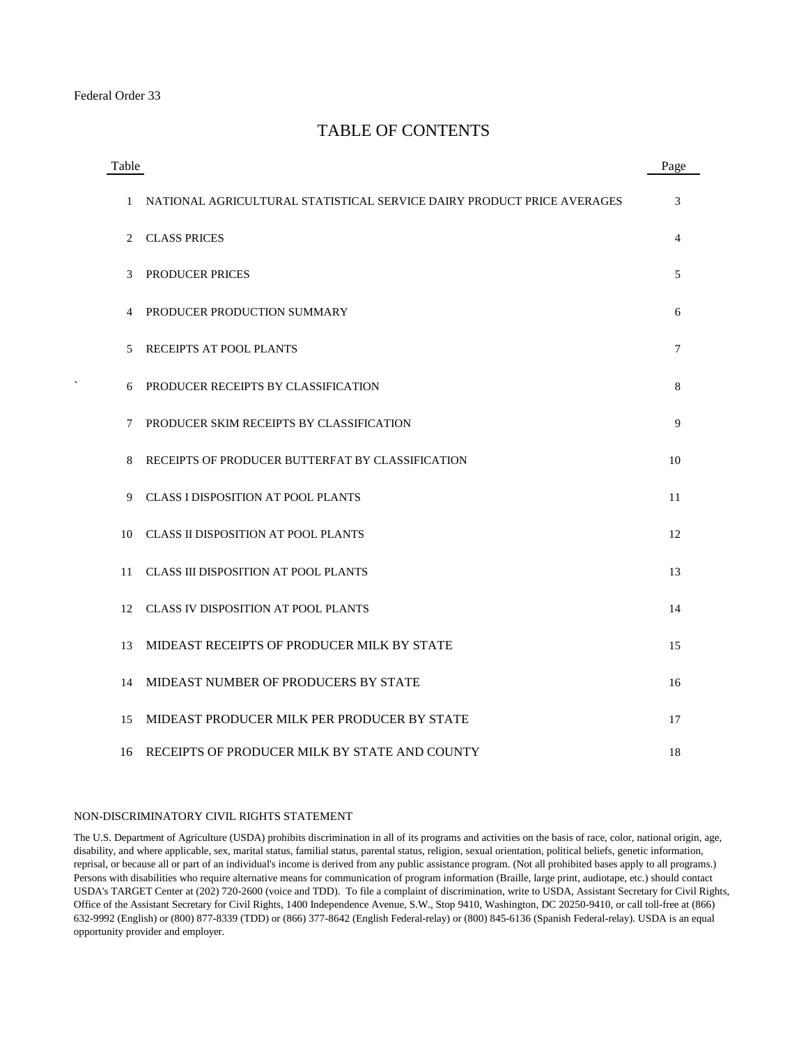Federal Order 33

# TABLE OF CONTENTS

| Table | | Page |
|---|---|---|
| 1 | NATIONAL AGRICULTURAL STATISTICAL SERVICE DAIRY PRODUCT PRICE AVERAGES | 3 |
| 2 | CLASS PRICES | 4 |
| 3 | PRODUCER PRICES | 5 |
| 4 | PRODUCER PRODUCTION SUMMARY | 6 |
| 5 | RECEIPTS AT POOL PLANTS | 7 |
| 6 | PRODUCER RECEIPTS BY CLASSIFICATION | 8 |
| 7 | PRODUCER SKIM RECEIPTS BY CLASSIFICATION | 9 |
| 8 | RECEIPTS OF PRODUCER BUTTERFAT BY CLASSIFICATION | 10 |
| 9 | CLASS I DISPOSITION AT POOL PLANTS | 11 |
| 10 | CLASS II DISPOSITION AT POOL PLANTS | 12 |
| 11 | CLASS III DISPOSITION AT POOL PLANTS | 13 |
| 12 | CLASS IV DISPOSITION AT POOL PLANTS | 14 |
| 13 | MIDEAST RECEIPTS OF PRODUCER MILK BY STATE | 15 |
| 14 | MIDEAST NUMBER OF PRODUCERS BY STATE | 16 |
| 15 | MIDEAST PRODUCER MILK PER PRODUCER BY STATE | 17 |
| 16 | RECEIPTS OF PRODUCER MILK BY STATE AND COUNTY | 18 |

NON-DISCRIMINATORY CIVIL RIGHTS STATEMENT

The U.S. Department of Agriculture (USDA) prohibits discrimination in all of its programs and activities on the basis of race, color, national origin, age, disability, and where applicable, sex, marital status, familial status, parental status, religion, sexual orientation, political beliefs, genetic information, reprisal, or because all or part of an individual's income is derived from any public assistance program. (Not all prohibited bases apply to all programs.) Persons with disabilities who require alternative means for communication of program information (Braille, large print, audiotape, etc.) should contact USDA's TARGET Center at (202) 720-2600 (voice and TDD). To file a complaint of discrimination, write to USDA, Assistant Secretary for Civil Rights, Office of the Assistant Secretary for Civil Rights, 1400 Independence Avenue, S.W., Stop 9410, Washington, DC 20250-9410, or call toll-free at (866) 632-9992 (English) or (800) 877-8339 (TDD) or (866) 377-8642 (English Federal-relay) or (800) 845-6136 (Spanish Federal-relay). USDA is an equal opportunity provider and employer.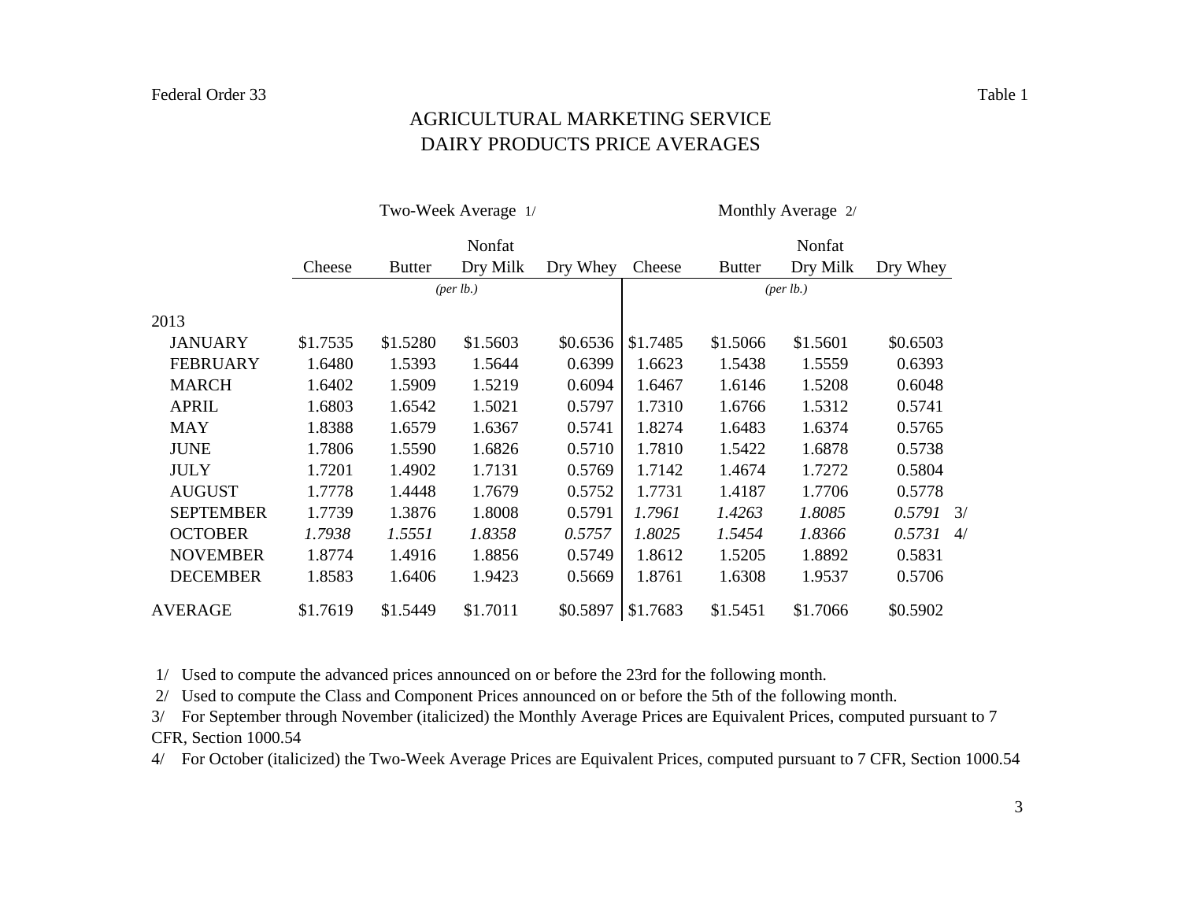Federal Order 33 | Table 1

# AGRICULTURAL MARKETING SERVICE
# DAIRY PRODUCTS PRICE AVERAGES

| | Two-Week Average 1/ | | | | Monthly Average 2/ | | | | |
|---|---|---|---|---|---|---|---|---|---|
| | Cheese | Butter | Nonfat Dry Milk | Dry Whey | Cheese | Butter | Nonfat Dry Milk | Dry Whey | |
| | *(per lb.)* | | | | *(per lb.)* | | | | |
| 2013 | | | | | | | | | |
| JANUARY | $1.7535 | $1.5280 | $1.5603 | $0.6536 | $1.7485 | $1.5066 | $1.5601 | $0.6503 | |
| FEBRUARY | 1.6480 | 1.5393 | 1.5644 | 0.6399 | 1.6623 | 1.5438 | 1.5559 | 0.6393 | |
| MARCH | 1.6402 | 1.5909 | 1.5219 | 0.6094 | 1.6467 | 1.6146 | 1.5208 | 0.6048 | |
| APRIL | 1.6803 | 1.6542 | 1.5021 | 0.5797 | 1.7310 | 1.6766 | 1.5312 | 0.5741 | |
| MAY | 1.8388 | 1.6579 | 1.6367 | 0.5741 | 1.8274 | 1.6483 | 1.6374 | 0.5765 | |
| JUNE | 1.7806 | 1.5590 | 1.6826 | 0.5710 | 1.7810 | 1.5422 | 1.6878 | 0.5738 | |
| JULY | 1.7201 | 1.4902 | 1.7131 | 0.5769 | 1.7142 | 1.4674 | 1.7272 | 0.5804 | |
| AUGUST | 1.7778 | 1.4448 | 1.7679 | 0.5752 | 1.7731 | 1.4187 | 1.7706 | 0.5778 | |
| SEPTEMBER | 1.7739 | 1.3876 | 1.8008 | 0.5791 | *1.7961* | *1.4263* | *1.8085* | *0.5791* | 3/ |
| OCTOBER | *1.7938* | *1.5551* | *1.8358* | *0.5757* | *1.8025* | *1.5454* | *1.8366* | *0.5731* | 4/ |
| NOVEMBER | 1.8774 | 1.4916 | 1.8856 | 0.5749 | 1.8612 | 1.5205 | 1.8892 | 0.5831 | |
| DECEMBER | 1.8583 | 1.6406 | 1.9423 | 0.5669 | 1.8761 | 1.6308 | 1.9537 | 0.5706 | |
| AVERAGE | $1.7619 | $1.5449 | $1.7011 | $0.5897 | $1.7683 | $1.5451 | $1.7066 | $0.5902 | |

1/ Used to compute the advanced prices announced on or before the 23rd for the following month.

2/ Used to compute the Class and Component Prices announced on or before the 5th of the following month.

3/ For September through November (italicized) the Monthly Average Prices are Equivalent Prices, computed pursuant to 7 CFR, Section 1000.54

4/ For October (italicized) the Two-Week Average Prices are Equivalent Prices, computed pursuant to 7 CFR, Section 1000.54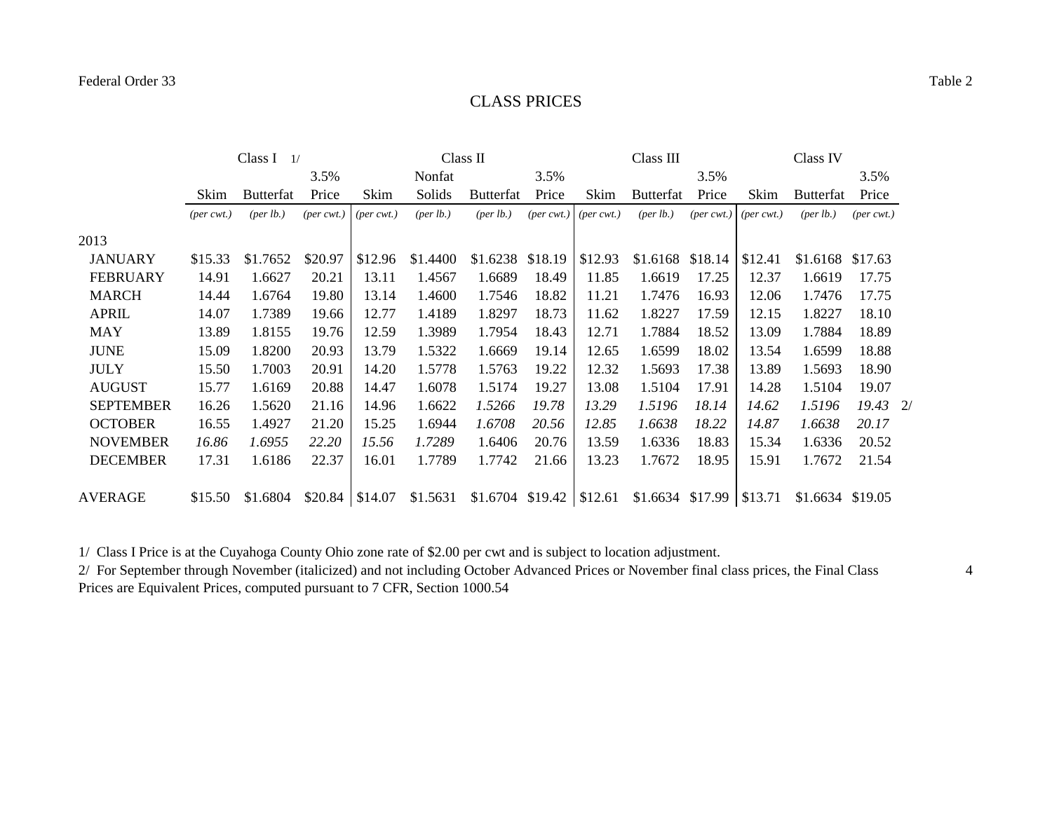Federal Order 33

Table 2

## CLASS PRICES

| | Class I 1/ | | | Class II | | | | Class III | | | Class IV | | |
|---|---|---|---|---|---|---|---|---|---|---|---|---|---|
| | Skim | Butterfat | 3.5% Price | Skim | Nonfat Solids | Butterfat | 3.5% Price | Skim | Butterfat | 3.5% Price | Skim | Butterfat | 3.5% Price |
| | *(per cwt.)* | *(per lb.)* | *(per cwt.)* | *(per cwt.)* | *(per lb.)* | *(per lb.)* | *(per cwt.)* | *(per cwt.)* | *(per lb.)* | *(per cwt.)* | *(per cwt.)* | *(per lb.)* | *(per cwt.)* |
| 2013 | | | | | | | | | | | | | |
| JANUARY | $15.33 | $1.7652 | $20.97 | $12.96 | $1.4400 | $1.6238 | $18.19 | $12.93 | $1.6168 | $18.14 | $12.41 | $1.6168 | $17.63 |
| FEBRUARY | 14.91 | 1.6627 | 20.21 | 13.11 | 1.4567 | 1.6689 | 18.49 | 11.85 | 1.6619 | 17.25 | 12.37 | 1.6619 | 17.75 |
| MARCH | 14.44 | 1.6764 | 19.80 | 13.14 | 1.4600 | 1.7546 | 18.82 | 11.21 | 1.7476 | 16.93 | 12.06 | 1.7476 | 17.75 |
| APRIL | 14.07 | 1.7389 | 19.66 | 12.77 | 1.4189 | 1.8297 | 18.73 | 11.62 | 1.8227 | 17.59 | 12.15 | 1.8227 | 18.10 |
| MAY | 13.89 | 1.8155 | 19.76 | 12.59 | 1.3989 | 1.7954 | 18.43 | 12.71 | 1.7884 | 18.52 | 13.09 | 1.7884 | 18.89 |
| JUNE | 15.09 | 1.8200 | 20.93 | 13.79 | 1.5322 | 1.6669 | 19.14 | 12.65 | 1.6599 | 18.02 | 13.54 | 1.6599 | 18.88 |
| JULY | 15.50 | 1.7003 | 20.91 | 14.20 | 1.5778 | 1.5763 | 19.22 | 12.32 | 1.5693 | 17.38 | 13.89 | 1.5693 | 18.90 |
| AUGUST | 15.77 | 1.6169 | 20.88 | 14.47 | 1.6078 | 1.5174 | 19.27 | 13.08 | 1.5104 | 17.91 | 14.28 | 1.5104 | 19.07 |
| SEPTEMBER | 16.26 | 1.5620 | 21.16 | 14.96 | 1.6622 | *1.5266* | *19.78* | *13.29* | *1.5196* | *18.14* | *14.62* | *1.5196* | *19.43* 2/ |
| OCTOBER | 16.55 | 1.4927 | 21.20 | 15.25 | 1.6944 | *1.6708* | *20.56* | *12.85* | *1.6638* | *18.22* | *14.87* | *1.6638* | *20.17* |
| NOVEMBER | *16.86* | *1.6955* | *22.20* | *15.56* | *1.7289* | 1.6406 | 20.76 | 13.59 | 1.6336 | 18.83 | 15.34 | 1.6336 | 20.52 |
| DECEMBER | 17.31 | 1.6186 | 22.37 | 16.01 | 1.7789 | 1.7742 | 21.66 | 13.23 | 1.7672 | 18.95 | 15.91 | 1.7672 | 21.54 |
| AVERAGE | $15.50 | $1.6804 | $20.84 | $14.07 | $1.5631 | $1.6704 | $19.42 | $12.61 | $1.6634 | $17.99 | $13.71 | $1.6634 | $19.05 |

1/ Class I Price is at the Cuyahoga County Ohio zone rate of $2.00 per cwt and is subject to location adjustment.

2/ For September through November (italicized) and not including October Advanced Prices or November final class prices, the Final Class Prices are Equivalent Prices, computed pursuant to 7 CFR, Section 1000.54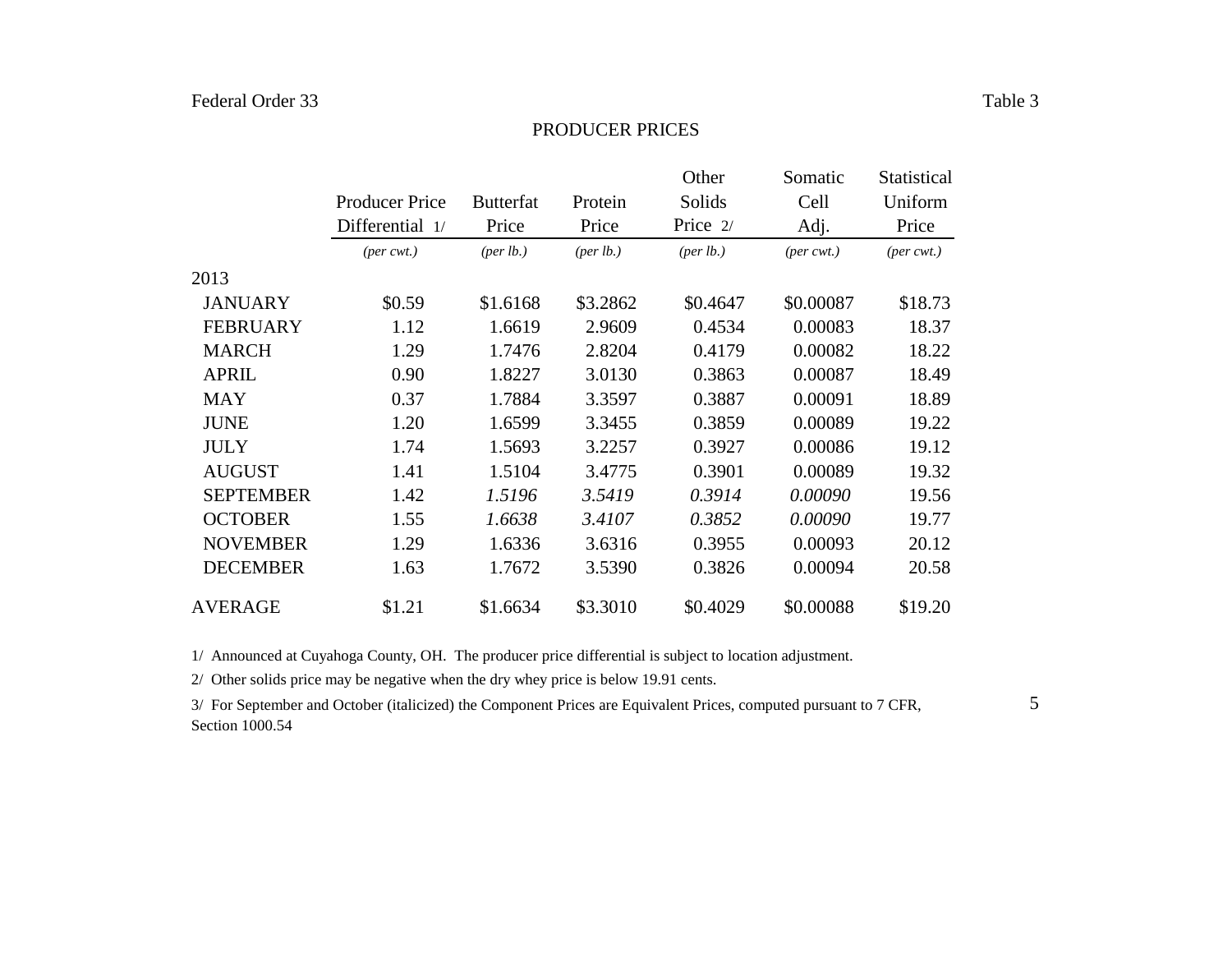Federal Order 33 — Table 3

## PRODUCER PRICES

| | Producer Price Differential 1/ | Butterfat Price | Protein Price | Other Solids Price 2/ | Somatic Cell Adj. | Statistical Uniform Price |
|---|---|---|---|---|---|---|
| | *(per cwt.)* | *(per lb.)* | *(per lb.)* | *(per lb.)* | *(per cwt.)* | *(per cwt.)* |
| 2013 | | | | | | |
| JANUARY | $0.59 | $1.6168 | $3.2862 | $0.4647 | $0.00087 | $18.73 |
| FEBRUARY | 1.12 | 1.6619 | 2.9609 | 0.4534 | 0.00083 | 18.37 |
| MARCH | 1.29 | 1.7476 | 2.8204 | 0.4179 | 0.00082 | 18.22 |
| APRIL | 0.90 | 1.8227 | 3.0130 | 0.3863 | 0.00087 | 18.49 |
| MAY | 0.37 | 1.7884 | 3.3597 | 0.3887 | 0.00091 | 18.89 |
| JUNE | 1.20 | 1.6599 | 3.3455 | 0.3859 | 0.00089 | 19.22 |
| JULY | 1.74 | 1.5693 | 3.2257 | 0.3927 | 0.00086 | 19.12 |
| AUGUST | 1.41 | 1.5104 | 3.4775 | 0.3901 | 0.00089 | 19.32 |
| SEPTEMBER | 1.42 | *1.5196* | *3.5419* | *0.3914* | *0.00090* | 19.56 |
| OCTOBER | 1.55 | *1.6638* | *3.4107* | *0.3852* | *0.00090* | 19.77 |
| NOVEMBER | 1.29 | 1.6336 | 3.6316 | 0.3955 | 0.00093 | 20.12 |
| DECEMBER | 1.63 | 1.7672 | 3.5390 | 0.3826 | 0.00094 | 20.58 |
| AVERAGE | $1.21 | $1.6634 | $3.3010 | $0.4029 | $0.00088 | $19.20 |

1/ Announced at Cuyahoga County, OH. The producer price differential is subject to location adjustment.

2/ Other solids price may be negative when the dry whey price is below 19.91 cents.

3/ For September and October (italicized) the Component Prices are Equivalent Prices, computed pursuant to 7 CFR, Section 1000.54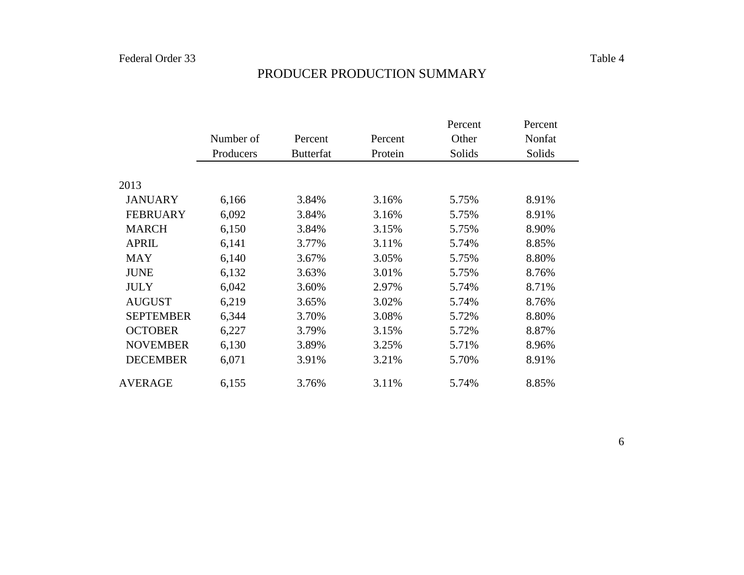Federal Order 33 Table 4

# PRODUCER PRODUCTION SUMMARY

| | Number of Producers | Percent Butterfat | Percent Protein | Percent Other Solids | Percent Nonfat Solids |
|---|---|---|---|---|---|
| 2013 | | | | | |
| JANUARY | 6,166 | 3.84% | 3.16% | 5.75% | 8.91% |
| FEBRUARY | 6,092 | 3.84% | 3.16% | 5.75% | 8.91% |
| MARCH | 6,150 | 3.84% | 3.15% | 5.75% | 8.90% |
| APRIL | 6,141 | 3.77% | 3.11% | 5.74% | 8.85% |
| MAY | 6,140 | 3.67% | 3.05% | 5.75% | 8.80% |
| JUNE | 6,132 | 3.63% | 3.01% | 5.75% | 8.76% |
| JULY | 6,042 | 3.60% | 2.97% | 5.74% | 8.71% |
| AUGUST | 6,219 | 3.65% | 3.02% | 5.74% | 8.76% |
| SEPTEMBER | 6,344 | 3.70% | 3.08% | 5.72% | 8.80% |
| OCTOBER | 6,227 | 3.79% | 3.15% | 5.72% | 8.87% |
| NOVEMBER | 6,130 | 3.89% | 3.25% | 5.71% | 8.96% |
| DECEMBER | 6,071 | 3.91% | 3.21% | 5.70% | 8.91% |
| AVERAGE | 6,155 | 3.76% | 3.11% | 5.74% | 8.85% |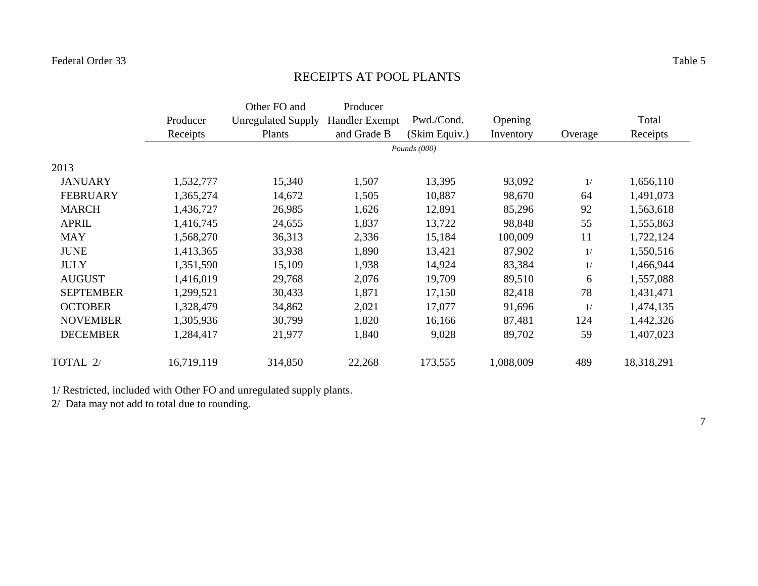Federal Order 33

Table 5

# RECEIPTS AT POOL PLANTS

| | Producer Receipts | Other FO and Unregulated Supply Plants | Producer Handler Exempt and Grade B | Pwd./Cond. (Skim Equiv.) | Opening Inventory | Overage | Total Receipts |
|---|---|---|---|---|---|---|---|
| | | | | *Pounds (000)* | | | |
| 2013 | | | | | | | |
| JANUARY | 1,532,777 | 15,340 | 1,507 | 13,395 | 93,092 | 1/ | 1,656,110 |
| FEBRUARY | 1,365,274 | 14,672 | 1,505 | 10,887 | 98,670 | 64 | 1,491,073 |
| MARCH | 1,436,727 | 26,985 | 1,626 | 12,891 | 85,296 | 92 | 1,563,618 |
| APRIL | 1,416,745 | 24,655 | 1,837 | 13,722 | 98,848 | 55 | 1,555,863 |
| MAY | 1,568,270 | 36,313 | 2,336 | 15,184 | 100,009 | 11 | 1,722,124 |
| JUNE | 1,413,365 | 33,938 | 1,890 | 13,421 | 87,902 | 1/ | 1,550,516 |
| JULY | 1,351,590 | 15,109 | 1,938 | 14,924 | 83,384 | 1/ | 1,466,944 |
| AUGUST | 1,416,019 | 29,768 | 2,076 | 19,709 | 89,510 | 6 | 1,557,088 |
| SEPTEMBER | 1,299,521 | 30,433 | 1,871 | 17,150 | 82,418 | 78 | 1,431,471 |
| OCTOBER | 1,328,479 | 34,862 | 2,021 | 17,077 | 91,696 | 1/ | 1,474,135 |
| NOVEMBER | 1,305,936 | 30,799 | 1,820 | 16,166 | 87,481 | 124 | 1,442,326 |
| DECEMBER | 1,284,417 | 21,977 | 1,840 | 9,028 | 89,702 | 59 | 1,407,023 |
| TOTAL 2/ | 16,719,119 | 314,850 | 22,268 | 173,555 | 1,088,009 | 489 | 18,318,291 |

1/ Restricted, included with Other FO and unregulated supply plants.

2/ Data may not add to total due to rounding.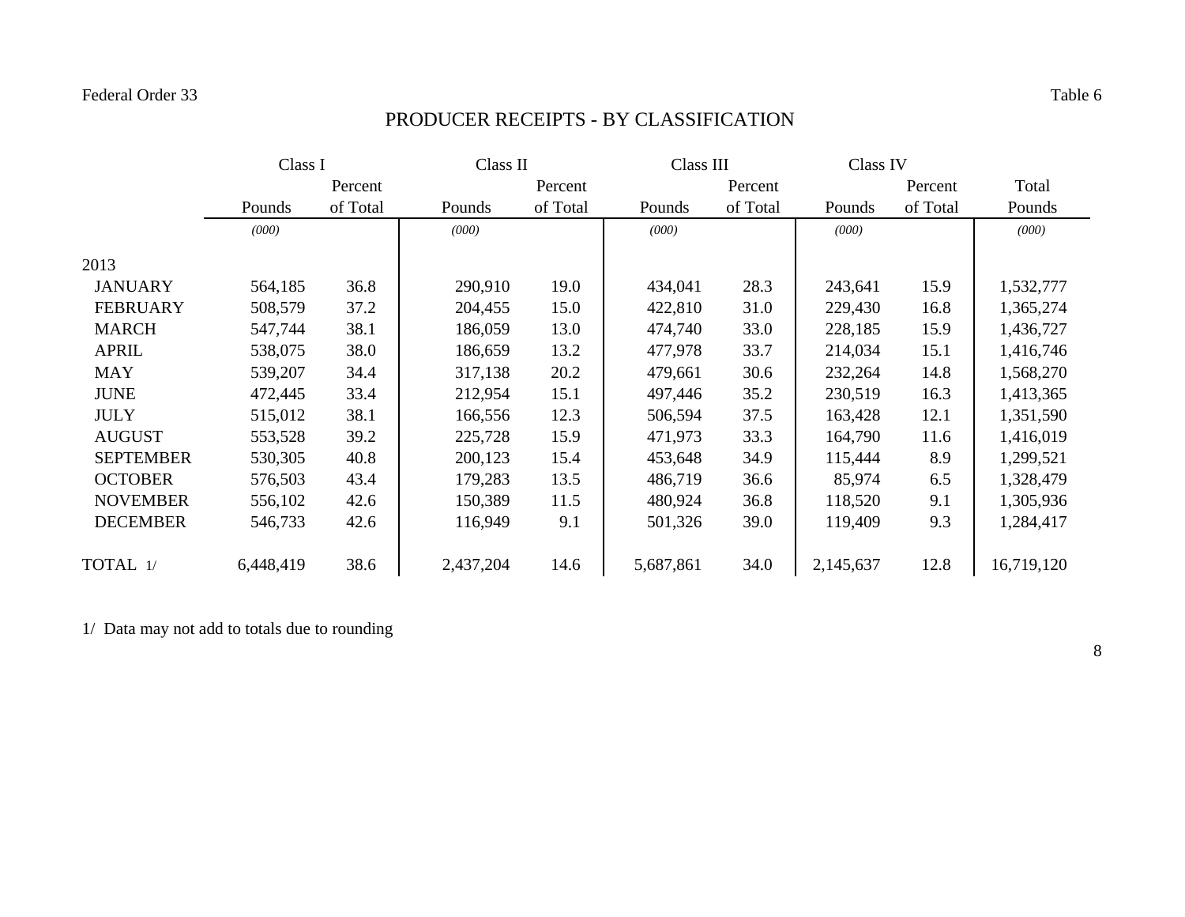Federal Order 33 Table 6

# PRODUCER RECEIPTS - BY CLASSIFICATION

| | Class I | | Class II | | Class III | | Class IV | | |
|---|---|---|---|---|---|---|---|---|---|
| | Pounds | Percent of Total | Pounds | Percent of Total | Pounds | Percent of Total | Pounds | Percent of Total | Total Pounds |
| | *(000)* | | *(000)* | | *(000)* | | *(000)* | | *(000)* |
| 2013 | | | | | | | | | |
| JANUARY | 564,185 | 36.8 | 290,910 | 19.0 | 434,041 | 28.3 | 243,641 | 15.9 | 1,532,777 |
| FEBRUARY | 508,579 | 37.2 | 204,455 | 15.0 | 422,810 | 31.0 | 229,430 | 16.8 | 1,365,274 |
| MARCH | 547,744 | 38.1 | 186,059 | 13.0 | 474,740 | 33.0 | 228,185 | 15.9 | 1,436,727 |
| APRIL | 538,075 | 38.0 | 186,659 | 13.2 | 477,978 | 33.7 | 214,034 | 15.1 | 1,416,746 |
| MAY | 539,207 | 34.4 | 317,138 | 20.2 | 479,661 | 30.6 | 232,264 | 14.8 | 1,568,270 |
| JUNE | 472,445 | 33.4 | 212,954 | 15.1 | 497,446 | 35.2 | 230,519 | 16.3 | 1,413,365 |
| JULY | 515,012 | 38.1 | 166,556 | 12.3 | 506,594 | 37.5 | 163,428 | 12.1 | 1,351,590 |
| AUGUST | 553,528 | 39.2 | 225,728 | 15.9 | 471,973 | 33.3 | 164,790 | 11.6 | 1,416,019 |
| SEPTEMBER | 530,305 | 40.8 | 200,123 | 15.4 | 453,648 | 34.9 | 115,444 | 8.9 | 1,299,521 |
| OCTOBER | 576,503 | 43.4 | 179,283 | 13.5 | 486,719 | 36.6 | 85,974 | 6.5 | 1,328,479 |
| NOVEMBER | 556,102 | 42.6 | 150,389 | 11.5 | 480,924 | 36.8 | 118,520 | 9.1 | 1,305,936 |
| DECEMBER | 546,733 | 42.6 | 116,949 | 9.1 | 501,326 | 39.0 | 119,409 | 9.3 | 1,284,417 |
| TOTAL 1/ | 6,448,419 | 38.6 | 2,437,204 | 14.6 | 5,687,861 | 34.0 | 2,145,637 | 12.8 | 16,719,120 |

1/ Data may not add to totals due to rounding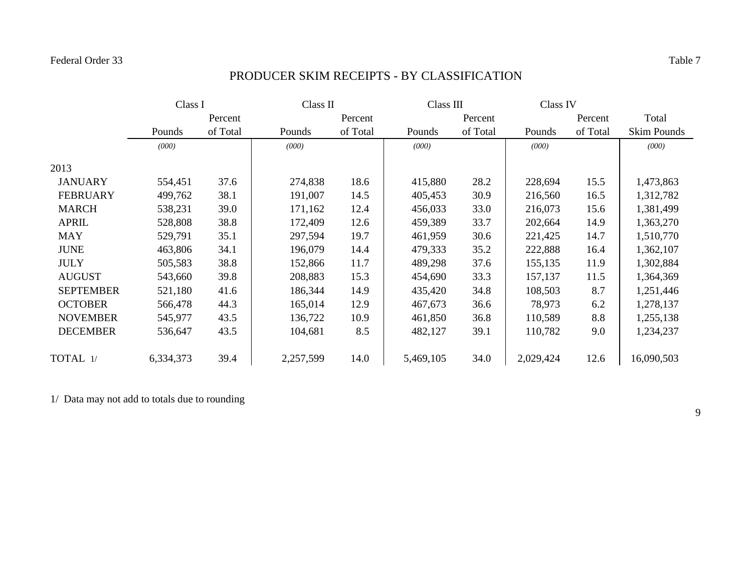Federal Order 33 Table 7

# PRODUCER SKIM RECEIPTS - BY CLASSIFICATION

| | Class I | | Class II | | Class III | | Class IV | | |
|---|---|---|---|---|---|---|---|---|---|
| | Pounds | Percent of Total | Pounds | Percent of Total | Pounds | Percent of Total | Pounds | Percent of Total | Total Skim Pounds |
| | *(000)* | | *(000)* | | *(000)* | | *(000)* | | *(000)* |
| 2013 | | | | | | | | | |
| JANUARY | 554,451 | 37.6 | 274,838 | 18.6 | 415,880 | 28.2 | 228,694 | 15.5 | 1,473,863 |
| FEBRUARY | 499,762 | 38.1 | 191,007 | 14.5 | 405,453 | 30.9 | 216,560 | 16.5 | 1,312,782 |
| MARCH | 538,231 | 39.0 | 171,162 | 12.4 | 456,033 | 33.0 | 216,073 | 15.6 | 1,381,499 |
| APRIL | 528,808 | 38.8 | 172,409 | 12.6 | 459,389 | 33.7 | 202,664 | 14.9 | 1,363,270 |
| MAY | 529,791 | 35.1 | 297,594 | 19.7 | 461,959 | 30.6 | 221,425 | 14.7 | 1,510,770 |
| JUNE | 463,806 | 34.1 | 196,079 | 14.4 | 479,333 | 35.2 | 222,888 | 16.4 | 1,362,107 |
| JULY | 505,583 | 38.8 | 152,866 | 11.7 | 489,298 | 37.6 | 155,135 | 11.9 | 1,302,884 |
| AUGUST | 543,660 | 39.8 | 208,883 | 15.3 | 454,690 | 33.3 | 157,137 | 11.5 | 1,364,369 |
| SEPTEMBER | 521,180 | 41.6 | 186,344 | 14.9 | 435,420 | 34.8 | 108,503 | 8.7 | 1,251,446 |
| OCTOBER | 566,478 | 44.3 | 165,014 | 12.9 | 467,673 | 36.6 | 78,973 | 6.2 | 1,278,137 |
| NOVEMBER | 545,977 | 43.5 | 136,722 | 10.9 | 461,850 | 36.8 | 110,589 | 8.8 | 1,255,138 |
| DECEMBER | 536,647 | 43.5 | 104,681 | 8.5 | 482,127 | 39.1 | 110,782 | 9.0 | 1,234,237 |
| TOTAL 1/ | 6,334,373 | 39.4 | 2,257,599 | 14.0 | 5,469,105 | 34.0 | 2,029,424 | 12.6 | 16,090,503 |

1/ Data may not add to totals due to rounding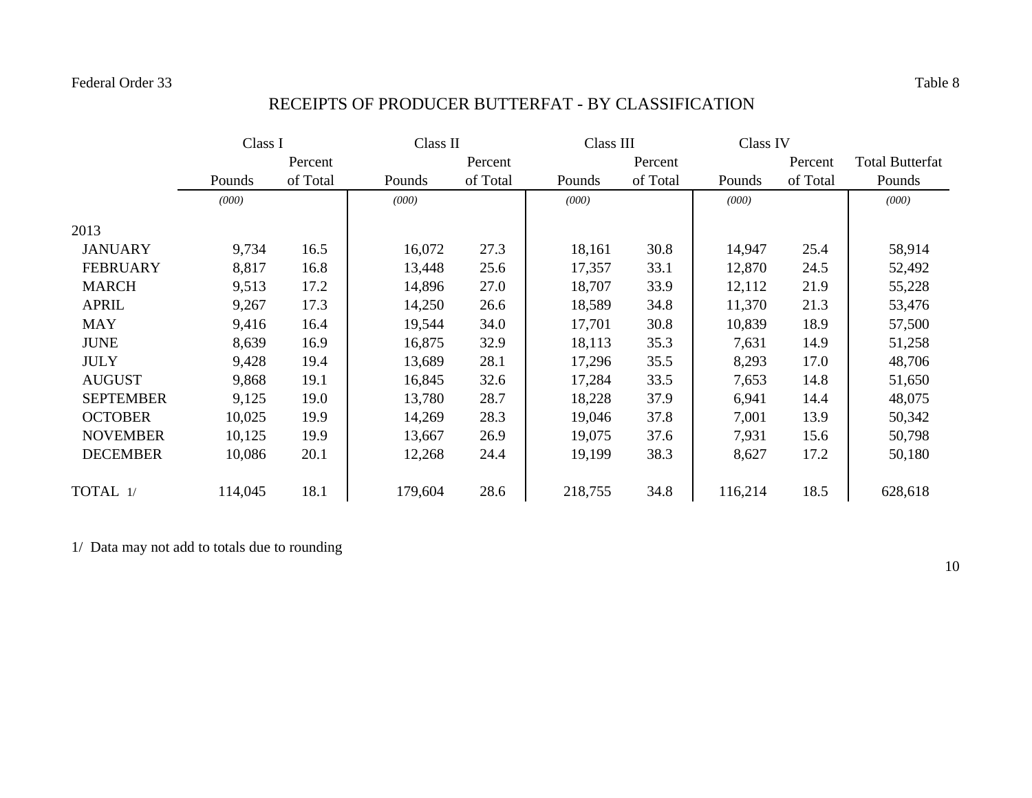Federal Order 33 Table 8

# RECEIPTS OF PRODUCER BUTTERFAT - BY CLASSIFICATION

| | Class I | | Class II | | Class III | | Class IV | | |
|---|---|---|---|---|---|---|---|---|---|
| | Pounds | Percent of Total | Pounds | Percent of Total | Pounds | Percent of Total | Pounds | Percent of Total | Total Butterfat Pounds |
| | *(000)* | | *(000)* | | *(000)* | | *(000)* | | *(000)* |
| 2013 | | | | | | | | | |
| JANUARY | 9,734 | 16.5 | 16,072 | 27.3 | 18,161 | 30.8 | 14,947 | 25.4 | 58,914 |
| FEBRUARY | 8,817 | 16.8 | 13,448 | 25.6 | 17,357 | 33.1 | 12,870 | 24.5 | 52,492 |
| MARCH | 9,513 | 17.2 | 14,896 | 27.0 | 18,707 | 33.9 | 12,112 | 21.9 | 55,228 |
| APRIL | 9,267 | 17.3 | 14,250 | 26.6 | 18,589 | 34.8 | 11,370 | 21.3 | 53,476 |
| MAY | 9,416 | 16.4 | 19,544 | 34.0 | 17,701 | 30.8 | 10,839 | 18.9 | 57,500 |
| JUNE | 8,639 | 16.9 | 16,875 | 32.9 | 18,113 | 35.3 | 7,631 | 14.9 | 51,258 |
| JULY | 9,428 | 19.4 | 13,689 | 28.1 | 17,296 | 35.5 | 8,293 | 17.0 | 48,706 |
| AUGUST | 9,868 | 19.1 | 16,845 | 32.6 | 17,284 | 33.5 | 7,653 | 14.8 | 51,650 |
| SEPTEMBER | 9,125 | 19.0 | 13,780 | 28.7 | 18,228 | 37.9 | 6,941 | 14.4 | 48,075 |
| OCTOBER | 10,025 | 19.9 | 14,269 | 28.3 | 19,046 | 37.8 | 7,001 | 13.9 | 50,342 |
| NOVEMBER | 10,125 | 19.9 | 13,667 | 26.9 | 19,075 | 37.6 | 7,931 | 15.6 | 50,798 |
| DECEMBER | 10,086 | 20.1 | 12,268 | 24.4 | 19,199 | 38.3 | 8,627 | 17.2 | 50,180 |
| TOTAL 1/ | 114,045 | 18.1 | 179,604 | 28.6 | 218,755 | 34.8 | 116,214 | 18.5 | 628,618 |

1/ Data may not add to totals due to rounding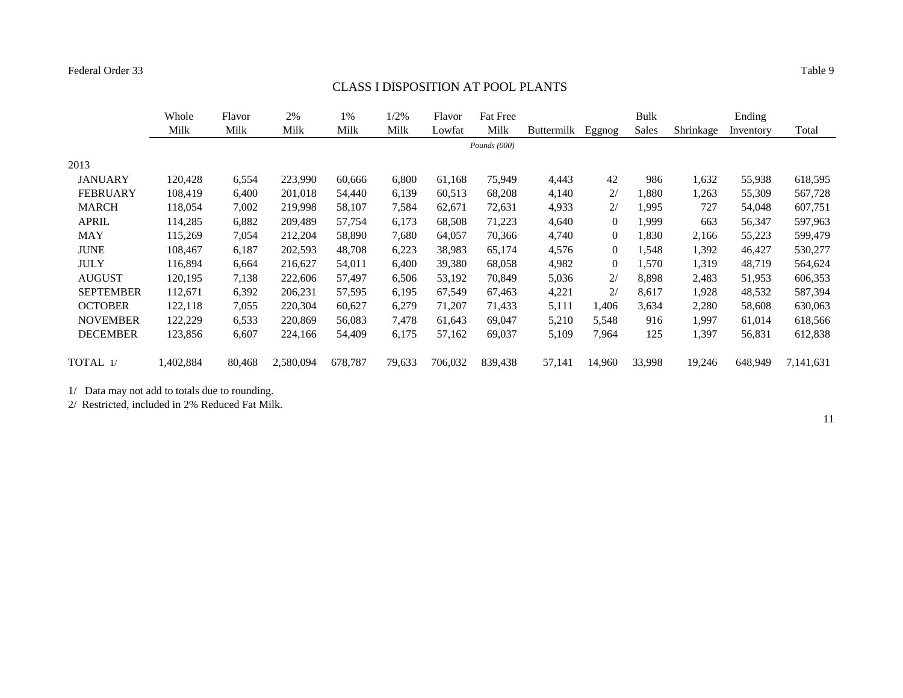Federal Order 33

Table 9

## CLASS I DISPOSITION AT POOL PLANTS

| | Whole Milk | Flavor Milk | 2% Milk | 1% Milk | 1/2% Milk | Flavor Lowfat | Fat Free Milk | Buttermilk | Eggnog | Bulk Sales | Shrinkage | Ending Inventory | Total |
|---|---|---|---|---|---|---|---|---|---|---|---|---|---|
| | | | | | | | *Pounds (000)* | | | | | | |
| 2013 | | | | | | | | | | | | | |
| JANUARY | 120,428 | 6,554 | 223,990 | 60,666 | 6,800 | 61,168 | 75,949 | 4,443 | 42 | 986 | 1,632 | 55,938 | 618,595 |
| FEBRUARY | 108,419 | 6,400 | 201,018 | 54,440 | 6,139 | 60,513 | 68,208 | 4,140 | 2/ | 1,880 | 1,263 | 55,309 | 567,728 |
| MARCH | 118,054 | 7,002 | 219,998 | 58,107 | 7,584 | 62,671 | 72,631 | 4,933 | 2/ | 1,995 | 727 | 54,048 | 607,751 |
| APRIL | 114,285 | 6,882 | 209,489 | 57,754 | 6,173 | 68,508 | 71,223 | 4,640 | 0 | 1,999 | 663 | 56,347 | 597,963 |
| MAY | 115,269 | 7,054 | 212,204 | 58,890 | 7,680 | 64,057 | 70,366 | 4,740 | 0 | 1,830 | 2,166 | 55,223 | 599,479 |
| JUNE | 108,467 | 6,187 | 202,593 | 48,708 | 6,223 | 38,983 | 65,174 | 4,576 | 0 | 1,548 | 1,392 | 46,427 | 530,277 |
| JULY | 116,894 | 6,664 | 216,627 | 54,011 | 6,400 | 39,380 | 68,058 | 4,982 | 0 | 1,570 | 1,319 | 48,719 | 564,624 |
| AUGUST | 120,195 | 7,138 | 222,606 | 57,497 | 6,506 | 53,192 | 70,849 | 5,036 | 2/ | 8,898 | 2,483 | 51,953 | 606,353 |
| SEPTEMBER | 112,671 | 6,392 | 206,231 | 57,595 | 6,195 | 67,549 | 67,463 | 4,221 | 2/ | 8,617 | 1,928 | 48,532 | 587,394 |
| OCTOBER | 122,118 | 7,055 | 220,304 | 60,627 | 6,279 | 71,207 | 71,433 | 5,111 | 1,406 | 3,634 | 2,280 | 58,608 | 630,063 |
| NOVEMBER | 122,229 | 6,533 | 220,869 | 56,083 | 7,478 | 61,643 | 69,047 | 5,210 | 5,548 | 916 | 1,997 | 61,014 | 618,566 |
| DECEMBER | 123,856 | 6,607 | 224,166 | 54,409 | 6,175 | 57,162 | 69,037 | 5,109 | 7,964 | 125 | 1,397 | 56,831 | 612,838 |
| TOTAL 1/ | 1,402,884 | 80,468 | 2,580,094 | 678,787 | 79,633 | 706,032 | 839,438 | 57,141 | 14,960 | 33,998 | 19,246 | 648,949 | 7,141,631 |

1/ Data may not add to totals due to rounding.

2/ Restricted, included in 2% Reduced Fat Milk.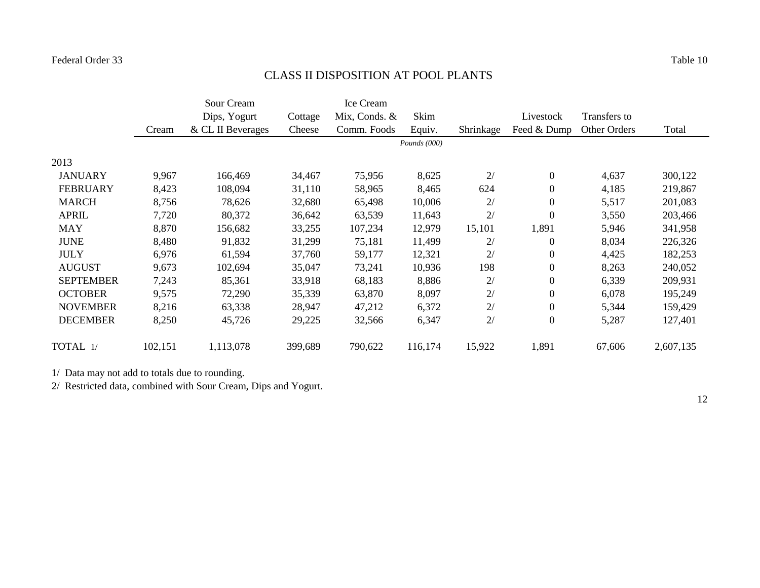Federal Order 33 — Table 10

# CLASS II DISPOSITION AT POOL PLANTS

| | Cream | Sour Cream Dips, Yogurt & CL II Beverages | Cottage Cheese | Ice Cream Mix, Conds. & Comm. Foods | Skim Equiv. | Shrinkage | Livestock Feed & Dump | Transfers to Other Orders | Total |
|---|---|---|---|---|---|---|---|---|---|
| | | | | | *Pounds (000)* | | | | |
| 2013 | | | | | | | | | |
| JANUARY | 9,967 | 166,469 | 34,467 | 75,956 | 8,625 | 2/ | 0 | 4,637 | 300,122 |
| FEBRUARY | 8,423 | 108,094 | 31,110 | 58,965 | 8,465 | 624 | 0 | 4,185 | 219,867 |
| MARCH | 8,756 | 78,626 | 32,680 | 65,498 | 10,006 | 2/ | 0 | 5,517 | 201,083 |
| APRIL | 7,720 | 80,372 | 36,642 | 63,539 | 11,643 | 2/ | 0 | 3,550 | 203,466 |
| MAY | 8,870 | 156,682 | 33,255 | 107,234 | 12,979 | 15,101 | 1,891 | 5,946 | 341,958 |
| JUNE | 8,480 | 91,832 | 31,299 | 75,181 | 11,499 | 2/ | 0 | 8,034 | 226,326 |
| JULY | 6,976 | 61,594 | 37,760 | 59,177 | 12,321 | 2/ | 0 | 4,425 | 182,253 |
| AUGUST | 9,673 | 102,694 | 35,047 | 73,241 | 10,936 | 198 | 0 | 8,263 | 240,052 |
| SEPTEMBER | 7,243 | 85,361 | 33,918 | 68,183 | 8,886 | 2/ | 0 | 6,339 | 209,931 |
| OCTOBER | 9,575 | 72,290 | 35,339 | 63,870 | 8,097 | 2/ | 0 | 6,078 | 195,249 |
| NOVEMBER | 8,216 | 63,338 | 28,947 | 47,212 | 6,372 | 2/ | 0 | 5,344 | 159,429 |
| DECEMBER | 8,250 | 45,726 | 29,225 | 32,566 | 6,347 | 2/ | 0 | 5,287 | 127,401 |
| TOTAL 1/ | 102,151 | 1,113,078 | 399,689 | 790,622 | 116,174 | 15,922 | 1,891 | 67,606 | 2,607,135 |

1/ Data may not add to totals due to rounding.

2/ Restricted data, combined with Sour Cream, Dips and Yogurt.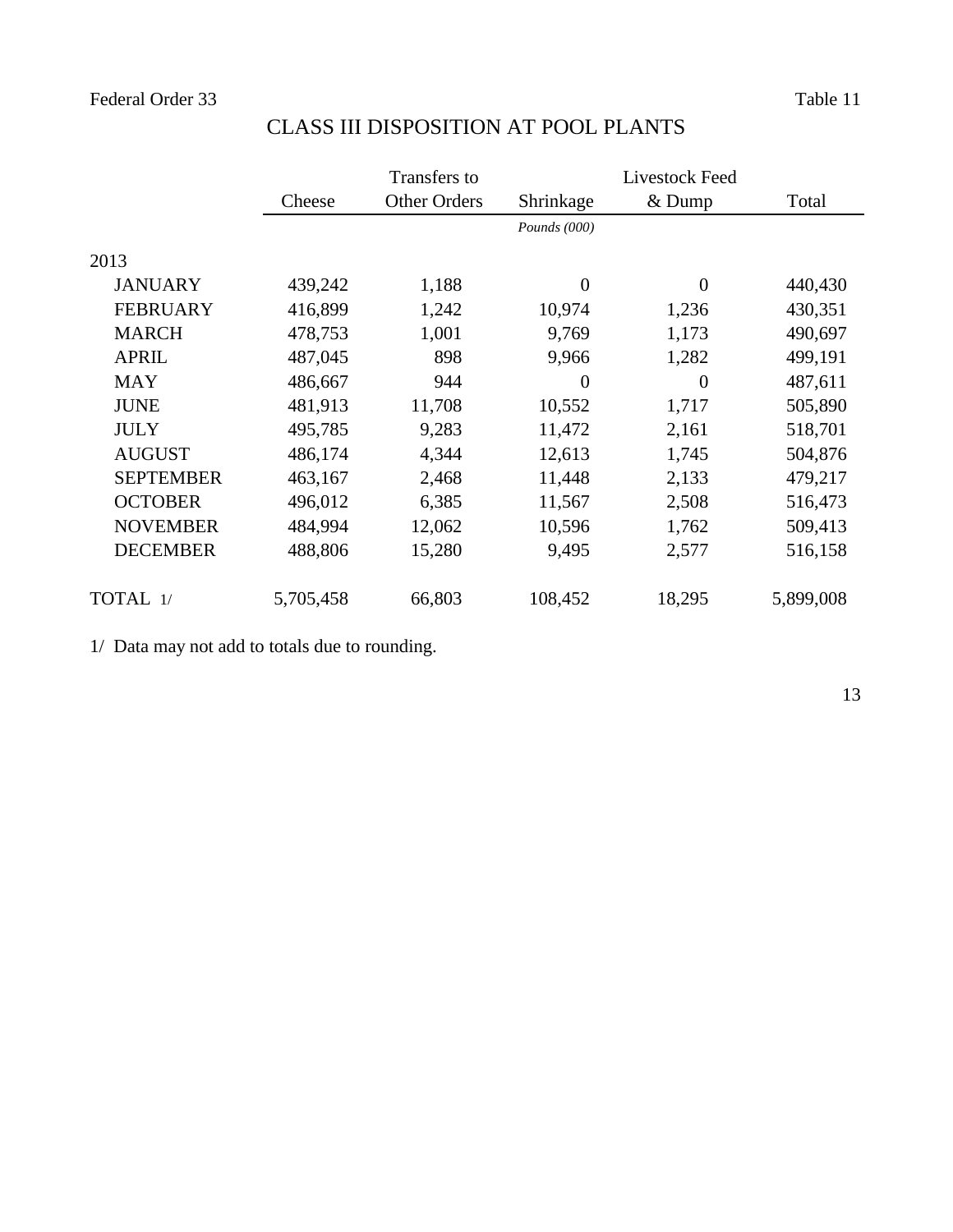Federal Order 33 Table 11

# CLASS III DISPOSITION AT POOL PLANTS

| | Cheese | Transfers to Other Orders | Shrinkage | Livestock Feed & Dump | Total |
|---|---|---|---|---|---|
| | | | *Pounds (000)* | | |
| 2013 | | | | | |
| JANUARY | 439,242 | 1,188 | 0 | 0 | 440,430 |
| FEBRUARY | 416,899 | 1,242 | 10,974 | 1,236 | 430,351 |
| MARCH | 478,753 | 1,001 | 9,769 | 1,173 | 490,697 |
| APRIL | 487,045 | 898 | 9,966 | 1,282 | 499,191 |
| MAY | 486,667 | 944 | 0 | 0 | 487,611 |
| JUNE | 481,913 | 11,708 | 10,552 | 1,717 | 505,890 |
| JULY | 495,785 | 9,283 | 11,472 | 2,161 | 518,701 |
| AUGUST | 486,174 | 4,344 | 12,613 | 1,745 | 504,876 |
| SEPTEMBER | 463,167 | 2,468 | 11,448 | 2,133 | 479,217 |
| OCTOBER | 496,012 | 6,385 | 11,567 | 2,508 | 516,473 |
| NOVEMBER | 484,994 | 12,062 | 10,596 | 1,762 | 509,413 |
| DECEMBER | 488,806 | 15,280 | 9,495 | 2,577 | 516,158 |
| TOTAL 1/ | 5,705,458 | 66,803 | 108,452 | 18,295 | 5,899,008 |

1/ Data may not add to totals due to rounding.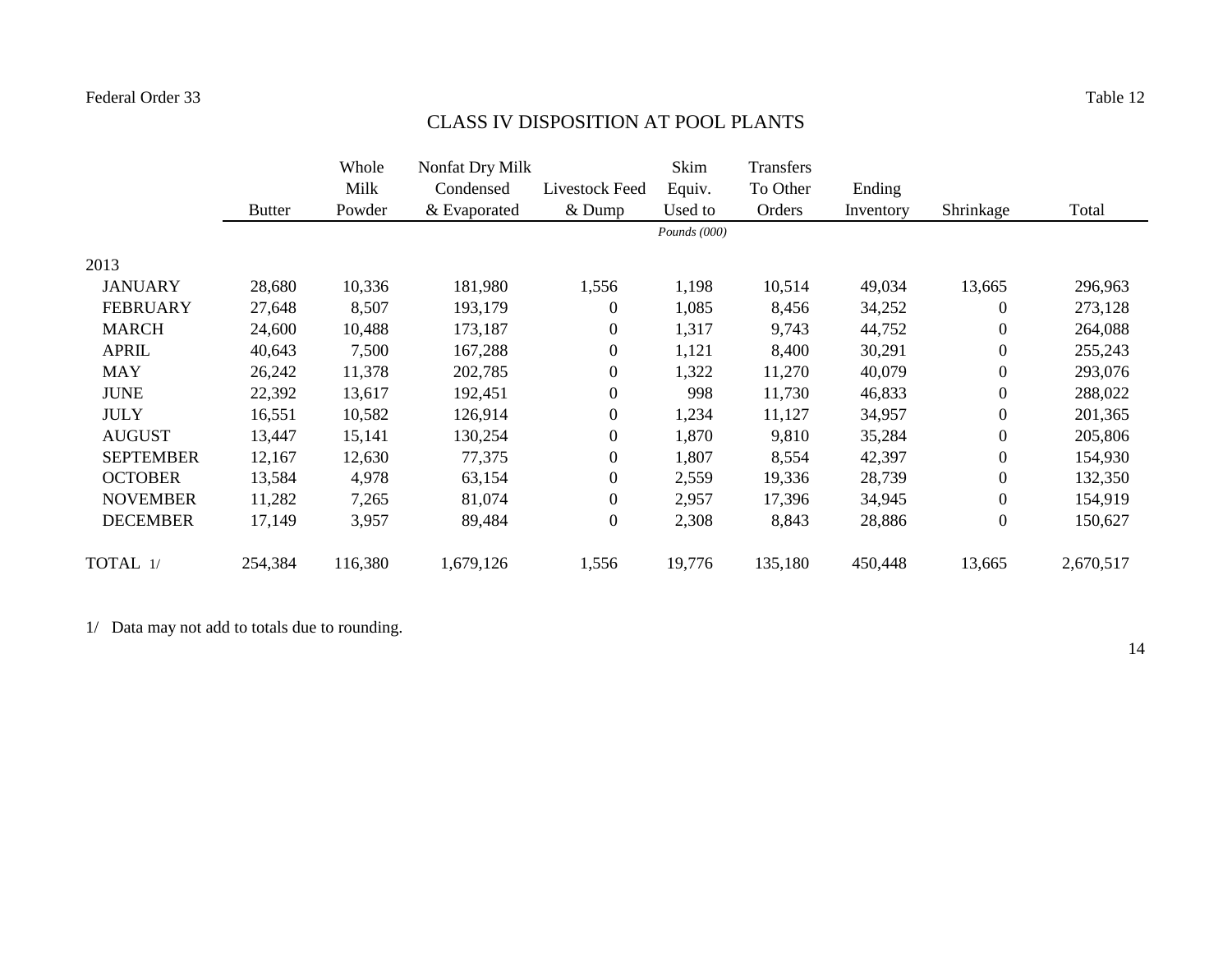Federal Order 33 Table 12

# CLASS IV DISPOSITION AT POOL PLANTS

| | Butter | Whole Milk Powder | Nonfat Dry Milk Condensed & Evaporated | Livestock Feed & Dump | Skim Equiv. Used to | Transfers To Other Orders | Ending Inventory | Shrinkage | Total |
|---|---|---|---|---|---|---|---|---|---|
| | | | | | *Pounds (000)* | | | | |
| 2013 | | | | | | | | | |
| JANUARY | 28,680 | 10,336 | 181,980 | 1,556 | 1,198 | 10,514 | 49,034 | 13,665 | 296,963 |
| FEBRUARY | 27,648 | 8,507 | 193,179 | 0 | 1,085 | 8,456 | 34,252 | 0 | 273,128 |
| MARCH | 24,600 | 10,488 | 173,187 | 0 | 1,317 | 9,743 | 44,752 | 0 | 264,088 |
| APRIL | 40,643 | 7,500 | 167,288 | 0 | 1,121 | 8,400 | 30,291 | 0 | 255,243 |
| MAY | 26,242 | 11,378 | 202,785 | 0 | 1,322 | 11,270 | 40,079 | 0 | 293,076 |
| JUNE | 22,392 | 13,617 | 192,451 | 0 | 998 | 11,730 | 46,833 | 0 | 288,022 |
| JULY | 16,551 | 10,582 | 126,914 | 0 | 1,234 | 11,127 | 34,957 | 0 | 201,365 |
| AUGUST | 13,447 | 15,141 | 130,254 | 0 | 1,870 | 9,810 | 35,284 | 0 | 205,806 |
| SEPTEMBER | 12,167 | 12,630 | 77,375 | 0 | 1,807 | 8,554 | 42,397 | 0 | 154,930 |
| OCTOBER | 13,584 | 4,978 | 63,154 | 0 | 2,559 | 19,336 | 28,739 | 0 | 132,350 |
| NOVEMBER | 11,282 | 7,265 | 81,074 | 0 | 2,957 | 17,396 | 34,945 | 0 | 154,919 |
| DECEMBER | 17,149 | 3,957 | 89,484 | 0 | 2,308 | 8,843 | 28,886 | 0 | 150,627 |
| TOTAL 1/ | 254,384 | 116,380 | 1,679,126 | 1,556 | 19,776 | 135,180 | 450,448 | 13,665 | 2,670,517 |

1/ Data may not add to totals due to rounding.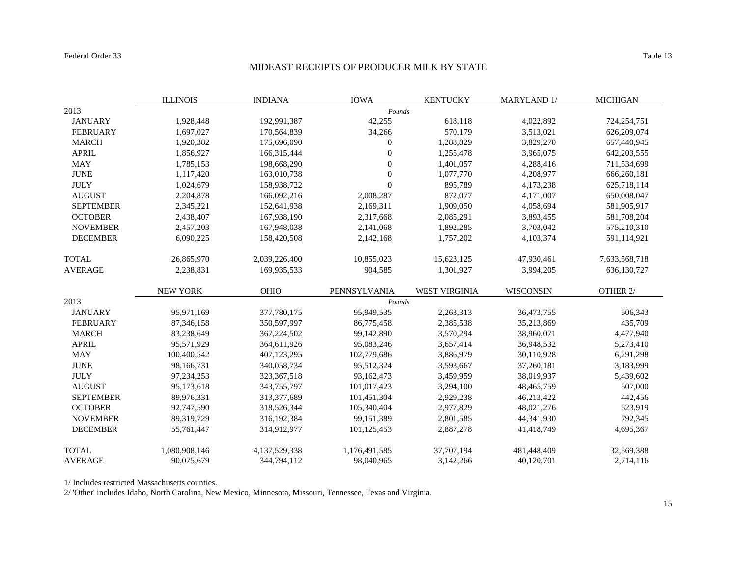Federal Order 33

Table 13

# MIDEAST RECEIPTS OF PRODUCER MILK BY STATE

| 2013 | ILLINOIS | INDIANA | IOWA | KENTUCKY | MARYLAND 1/ | MICHIGAN |
|---|---|---|---|---|---|---|
| | | | *Pounds* | | | |
| JANUARY | 1,928,448 | 192,991,387 | 42,255 | 618,118 | 4,022,892 | 724,254,751 |
| FEBRUARY | 1,697,027 | 170,564,839 | 34,266 | 570,179 | 3,513,021 | 626,209,074 |
| MARCH | 1,920,382 | 175,696,090 | 0 | 1,288,829 | 3,829,270 | 657,440,945 |
| APRIL | 1,856,927 | 166,315,444 | 0 | 1,255,478 | 3,965,075 | 642,203,555 |
| MAY | 1,785,153 | 198,668,290 | 0 | 1,401,057 | 4,288,416 | 711,534,699 |
| JUNE | 1,117,420 | 163,010,738 | 0 | 1,077,770 | 4,208,977 | 666,260,181 |
| JULY | 1,024,679 | 158,938,722 | 0 | 895,789 | 4,173,238 | 625,718,114 |
| AUGUST | 2,204,878 | 166,092,216 | 2,008,287 | 872,077 | 4,171,007 | 650,008,047 |
| SEPTEMBER | 2,345,221 | 152,641,938 | 2,169,311 | 1,909,050 | 4,058,694 | 581,905,917 |
| OCTOBER | 2,438,407 | 167,938,190 | 2,317,668 | 2,085,291 | 3,893,455 | 581,708,204 |
| NOVEMBER | 2,457,203 | 167,948,038 | 2,141,068 | 1,892,285 | 3,703,042 | 575,210,310 |
| DECEMBER | 6,090,225 | 158,420,508 | 2,142,168 | 1,757,202 | 4,103,374 | 591,114,921 |
| TOTAL | 26,865,970 | 2,039,226,400 | 10,855,023 | 15,623,125 | 47,930,461 | 7,633,568,718 |
| AVERAGE | 2,238,831 | 169,935,533 | 904,585 | 1,301,927 | 3,994,205 | 636,130,727 |

| 2013 | NEW YORK | OHIO | PENNSYLVANIA | WEST VIRGINIA | WISCONSIN | OTHER 2/ |
|---|---|---|---|---|---|---|
| | | | *Pounds* | | | |
| JANUARY | 95,971,169 | 377,780,175 | 95,949,535 | 2,263,313 | 36,473,755 | 506,343 |
| FEBRUARY | 87,346,158 | 350,597,997 | 86,775,458 | 2,385,538 | 35,213,869 | 435,709 |
| MARCH | 83,238,649 | 367,224,502 | 99,142,890 | 3,570,294 | 38,960,071 | 4,477,940 |
| APRIL | 95,571,929 | 364,611,926 | 95,083,246 | 3,657,414 | 36,948,532 | 5,273,410 |
| MAY | 100,400,542 | 407,123,295 | 102,779,686 | 3,886,979 | 30,110,928 | 6,291,298 |
| JUNE | 98,166,731 | 340,058,734 | 95,512,324 | 3,593,667 | 37,260,181 | 3,183,999 |
| JULY | 97,234,253 | 323,367,518 | 93,162,473 | 3,459,959 | 38,019,937 | 5,439,602 |
| AUGUST | 95,173,618 | 343,755,797 | 101,017,423 | 3,294,100 | 48,465,759 | 507,000 |
| SEPTEMBER | 89,976,331 | 313,377,689 | 101,451,304 | 2,929,238 | 46,213,422 | 442,456 |
| OCTOBER | 92,747,590 | 318,526,344 | 105,340,404 | 2,977,829 | 48,021,276 | 523,919 |
| NOVEMBER | 89,319,729 | 316,192,384 | 99,151,389 | 2,801,585 | 44,341,930 | 792,345 |
| DECEMBER | 55,761,447 | 314,912,977 | 101,125,453 | 2,887,278 | 41,418,749 | 4,695,367 |
| TOTAL | 1,080,908,146 | 4,137,529,338 | 1,176,491,585 | 37,707,194 | 481,448,409 | 32,569,388 |
| AVERAGE | 90,075,679 | 344,794,112 | 98,040,965 | 3,142,266 | 40,120,701 | 2,714,116 |

1/ Includes restricted Massachusetts counties.

2/ 'Other' includes Idaho, North Carolina, New Mexico, Minnesota, Missouri, Tennessee, Texas and Virginia.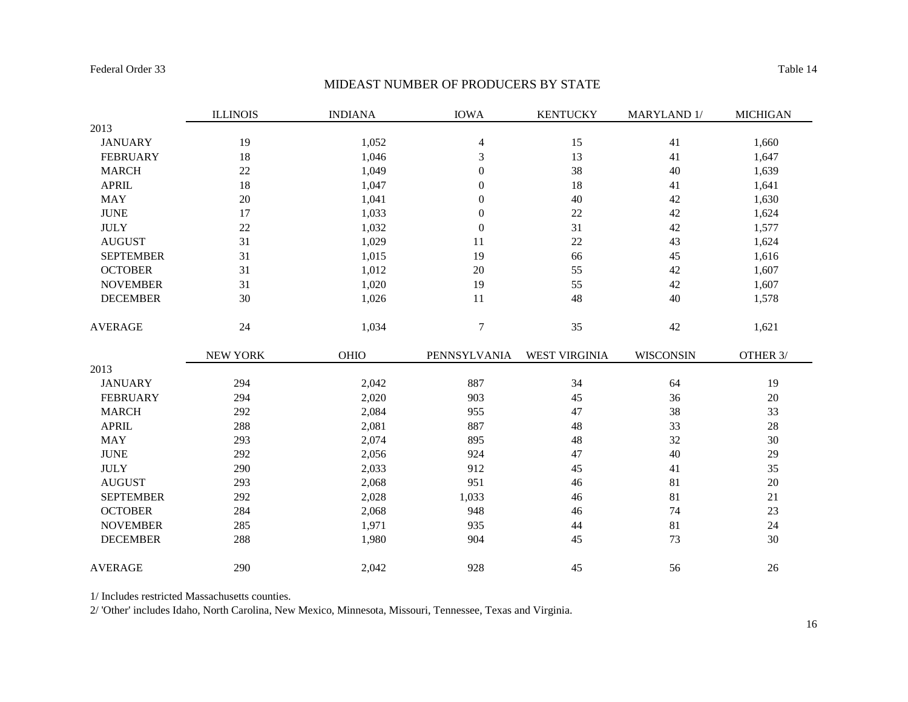Federal Order 33

Table 14

## MIDEAST NUMBER OF PRODUCERS BY STATE

| | ILLINOIS | INDIANA | IOWA | KENTUCKY | MARYLAND 1/ | MICHIGAN |
|---|---|---|---|---|---|---|
| 2013 | | | | | | |
| JANUARY | 19 | 1,052 | 4 | 15 | 41 | 1,660 |
| FEBRUARY | 18 | 1,046 | 3 | 13 | 41 | 1,647 |
| MARCH | 22 | 1,049 | 0 | 38 | 40 | 1,639 |
| APRIL | 18 | 1,047 | 0 | 18 | 41 | 1,641 |
| MAY | 20 | 1,041 | 0 | 40 | 42 | 1,630 |
| JUNE | 17 | 1,033 | 0 | 22 | 42 | 1,624 |
| JULY | 22 | 1,032 | 0 | 31 | 42 | 1,577 |
| AUGUST | 31 | 1,029 | 11 | 22 | 43 | 1,624 |
| SEPTEMBER | 31 | 1,015 | 19 | 66 | 45 | 1,616 |
| OCTOBER | 31 | 1,012 | 20 | 55 | 42 | 1,607 |
| NOVEMBER | 31 | 1,020 | 19 | 55 | 42 | 1,607 |
| DECEMBER | 30 | 1,026 | 11 | 48 | 40 | 1,578 |
| AVERAGE | 24 | 1,034 | 7 | 35 | 42 | 1,621 |

| | NEW YORK | OHIO | PENNSYLVANIA | WEST VIRGINIA | WISCONSIN | OTHER 3/ |
|---|---|---|---|---|---|---|
| 2013 | | | | | | |
| JANUARY | 294 | 2,042 | 887 | 34 | 64 | 19 |
| FEBRUARY | 294 | 2,020 | 903 | 45 | 36 | 20 |
| MARCH | 292 | 2,084 | 955 | 47 | 38 | 33 |
| APRIL | 288 | 2,081 | 887 | 48 | 33 | 28 |
| MAY | 293 | 2,074 | 895 | 48 | 32 | 30 |
| JUNE | 292 | 2,056 | 924 | 47 | 40 | 29 |
| JULY | 290 | 2,033 | 912 | 45 | 41 | 35 |
| AUGUST | 293 | 2,068 | 951 | 46 | 81 | 20 |
| SEPTEMBER | 292 | 2,028 | 1,033 | 46 | 81 | 21 |
| OCTOBER | 284 | 2,068 | 948 | 46 | 74 | 23 |
| NOVEMBER | 285 | 1,971 | 935 | 44 | 81 | 24 |
| DECEMBER | 288 | 1,980 | 904 | 45 | 73 | 30 |
| AVERAGE | 290 | 2,042 | 928 | 45 | 56 | 26 |

1/ Includes restricted Massachusetts counties.

2/ 'Other' includes Idaho, North Carolina, New Mexico, Minnesota, Missouri, Tennessee, Texas and Virginia.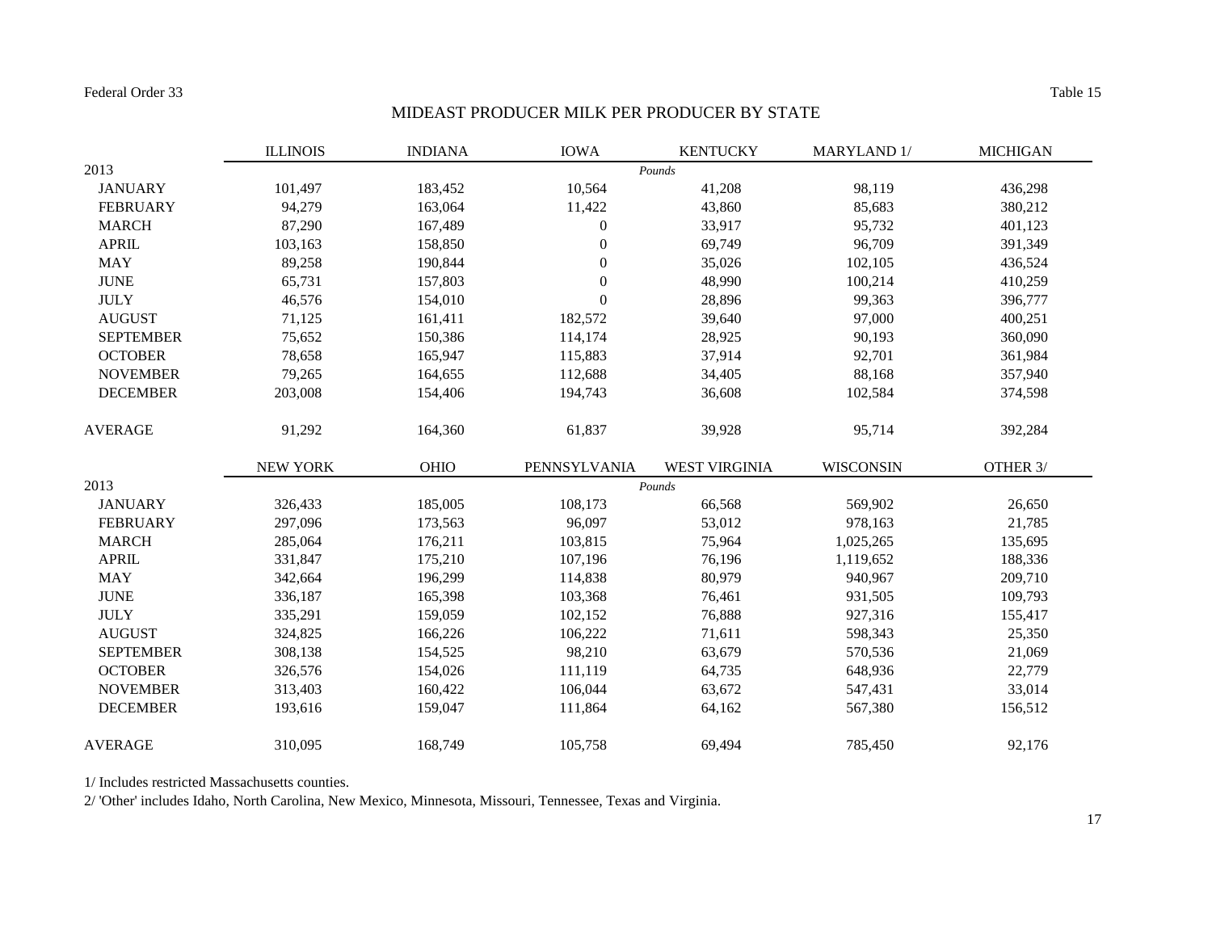Federal Order 33 | Table 15

## MIDEAST PRODUCER MILK PER PRODUCER BY STATE

| | ILLINOIS | INDIANA | IOWA | KENTUCKY | MARYLAND 1/ | MICHIGAN |
|---|---|---|---|---|---|---|
| 2013 | | | | *Pounds* | | |
| JANUARY | 101,497 | 183,452 | 10,564 | 41,208 | 98,119 | 436,298 |
| FEBRUARY | 94,279 | 163,064 | 11,422 | 43,860 | 85,683 | 380,212 |
| MARCH | 87,290 | 167,489 | 0 | 33,917 | 95,732 | 401,123 |
| APRIL | 103,163 | 158,850 | 0 | 69,749 | 96,709 | 391,349 |
| MAY | 89,258 | 190,844 | 0 | 35,026 | 102,105 | 436,524 |
| JUNE | 65,731 | 157,803 | 0 | 48,990 | 100,214 | 410,259 |
| JULY | 46,576 | 154,010 | 0 | 28,896 | 99,363 | 396,777 |
| AUGUST | 71,125 | 161,411 | 182,572 | 39,640 | 97,000 | 400,251 |
| SEPTEMBER | 75,652 | 150,386 | 114,174 | 28,925 | 90,193 | 360,090 |
| OCTOBER | 78,658 | 165,947 | 115,883 | 37,914 | 92,701 | 361,984 |
| NOVEMBER | 79,265 | 164,655 | 112,688 | 34,405 | 88,168 | 357,940 |
| DECEMBER | 203,008 | 154,406 | 194,743 | 36,608 | 102,584 | 374,598 |
| AVERAGE | 91,292 | 164,360 | 61,837 | 39,928 | 95,714 | 392,284 |

| | NEW YORK | OHIO | PENNSYLVANIA | WEST VIRGINIA | WISCONSIN | OTHER 3/ |
|---|---|---|---|---|---|---|
| 2013 | | | | *Pounds* | | |
| JANUARY | 326,433 | 185,005 | 108,173 | 66,568 | 569,902 | 26,650 |
| FEBRUARY | 297,096 | 173,563 | 96,097 | 53,012 | 978,163 | 21,785 |
| MARCH | 285,064 | 176,211 | 103,815 | 75,964 | 1,025,265 | 135,695 |
| APRIL | 331,847 | 175,210 | 107,196 | 76,196 | 1,119,652 | 188,336 |
| MAY | 342,664 | 196,299 | 114,838 | 80,979 | 940,967 | 209,710 |
| JUNE | 336,187 | 165,398 | 103,368 | 76,461 | 931,505 | 109,793 |
| JULY | 335,291 | 159,059 | 102,152 | 76,888 | 927,316 | 155,417 |
| AUGUST | 324,825 | 166,226 | 106,222 | 71,611 | 598,343 | 25,350 |
| SEPTEMBER | 308,138 | 154,525 | 98,210 | 63,679 | 570,536 | 21,069 |
| OCTOBER | 326,576 | 154,026 | 111,119 | 64,735 | 648,936 | 22,779 |
| NOVEMBER | 313,403 | 160,422 | 106,044 | 63,672 | 547,431 | 33,014 |
| DECEMBER | 193,616 | 159,047 | 111,864 | 64,162 | 567,380 | 156,512 |
| AVERAGE | 310,095 | 168,749 | 105,758 | 69,494 | 785,450 | 92,176 |

1/ Includes restricted Massachusetts counties.

2/ 'Other' includes Idaho, North Carolina, New Mexico, Minnesota, Missouri, Tennessee, Texas and Virginia.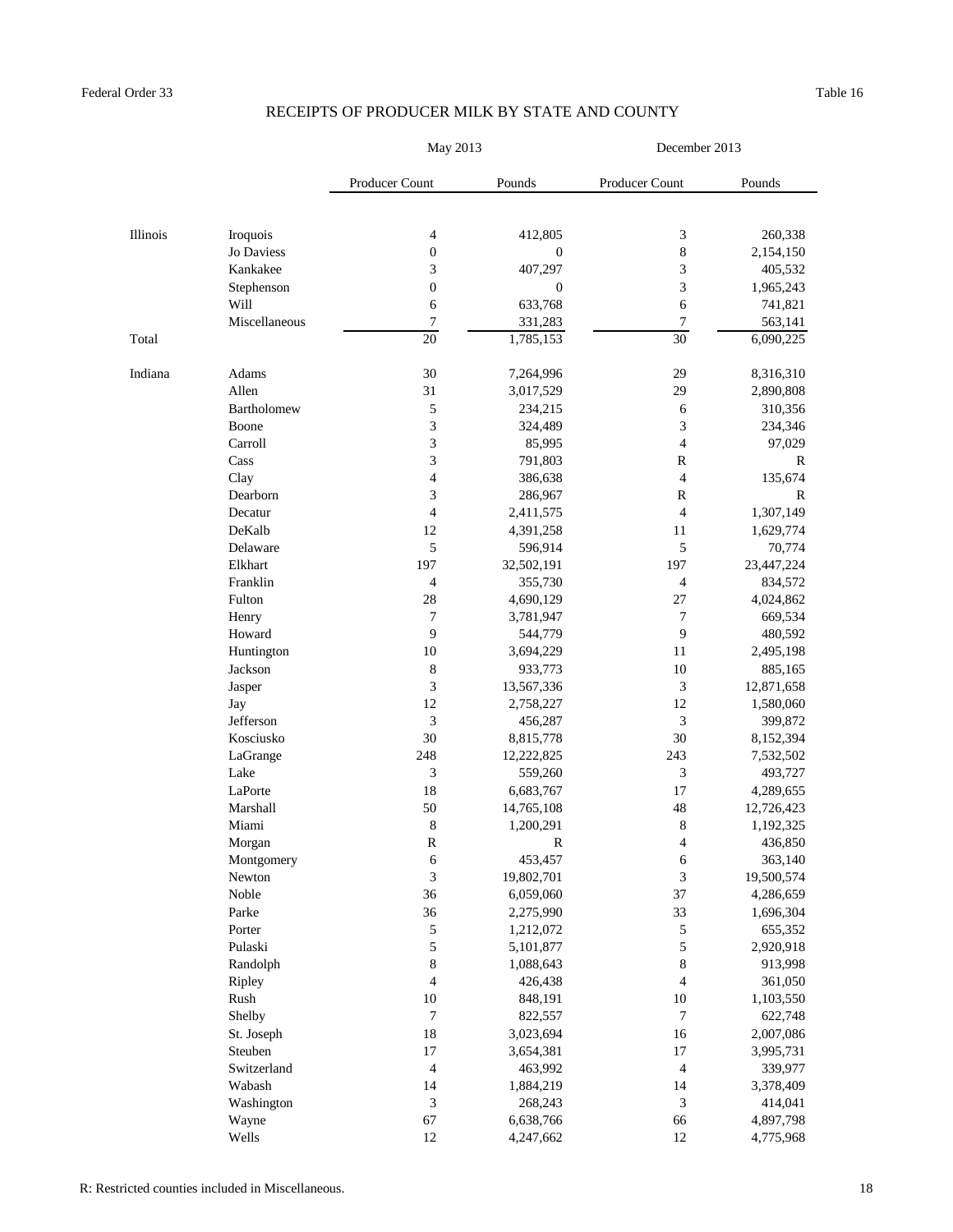Federal Order 33 Table 16

## RECEIPTS OF PRODUCER MILK BY STATE AND COUNTY

| | | May 2013 | | December 2013 | |
|---|---|---|---|---|---|
| | | Producer Count | Pounds | Producer Count | Pounds |
| Illinois | Iroquois | 4 | 412,805 | 3 | 260,338 |
| | Jo Daviess | 0 | 0 | 8 | 2,154,150 |
| | Kankakee | 3 | 407,297 | 3 | 405,532 |
| | Stephenson | 0 | 0 | 3 | 1,965,243 |
| | Will | 6 | 633,768 | 6 | 741,821 |
| | Miscellaneous | 7 | 331,283 | 7 | 563,141 |
| Total | | 20 | 1,785,153 | 30 | 6,090,225 |
| Indiana | Adams | 30 | 7,264,996 | 29 | 8,316,310 |
| | Allen | 31 | 3,017,529 | 29 | 2,890,808 |
| | Bartholomew | 5 | 234,215 | 6 | 310,356 |
| | Boone | 3 | 324,489 | 3 | 234,346 |
| | Carroll | 3 | 85,995 | 4 | 97,029 |
| | Cass | 3 | 791,803 | R | R |
| | Clay | 4 | 386,638 | 4 | 135,674 |
| | Dearborn | 3 | 286,967 | R | R |
| | Decatur | 4 | 2,411,575 | 4 | 1,307,149 |
| | DeKalb | 12 | 4,391,258 | 11 | 1,629,774 |
| | Delaware | 5 | 596,914 | 5 | 70,774 |
| | Elkhart | 197 | 32,502,191 | 197 | 23,447,224 |
| | Franklin | 4 | 355,730 | 4 | 834,572 |
| | Fulton | 28 | 4,690,129 | 27 | 4,024,862 |
| | Henry | 7 | 3,781,947 | 7 | 669,534 |
| | Howard | 9 | 544,779 | 9 | 480,592 |
| | Huntington | 10 | 3,694,229 | 11 | 2,495,198 |
| | Jackson | 8 | 933,773 | 10 | 885,165 |
| | Jasper | 3 | 13,567,336 | 3 | 12,871,658 |
| | Jay | 12 | 2,758,227 | 12 | 1,580,060 |
| | Jefferson | 3 | 456,287 | 3 | 399,872 |
| | Kosciusko | 30 | 8,815,778 | 30 | 8,152,394 |
| | LaGrange | 248 | 12,222,825 | 243 | 7,532,502 |
| | Lake | 3 | 559,260 | 3 | 493,727 |
| | LaPorte | 18 | 6,683,767 | 17 | 4,289,655 |
| | Marshall | 50 | 14,765,108 | 48 | 12,726,423 |
| | Miami | 8 | 1,200,291 | 8 | 1,192,325 |
| | Morgan | R | R | 4 | 436,850 |
| | Montgomery | 6 | 453,457 | 6 | 363,140 |
| | Newton | 3 | 19,802,701 | 3 | 19,500,574 |
| | Noble | 36 | 6,059,060 | 37 | 4,286,659 |
| | Parke | 36 | 2,275,990 | 33 | 1,696,304 |
| | Porter | 5 | 1,212,072 | 5 | 655,352 |
| | Pulaski | 5 | 5,101,877 | 5 | 2,920,918 |
| | Randolph | 8 | 1,088,643 | 8 | 913,998 |
| | Ripley | 4 | 426,438 | 4 | 361,050 |
| | Rush | 10 | 848,191 | 10 | 1,103,550 |
| | Shelby | 7 | 822,557 | 7 | 622,748 |
| | St. Joseph | 18 | 3,023,694 | 16 | 2,007,086 |
| | Steuben | 17 | 3,654,381 | 17 | 3,995,731 |
| | Switzerland | 4 | 463,992 | 4 | 339,977 |
| | Wabash | 14 | 1,884,219 | 14 | 3,378,409 |
| | Washington | 3 | 268,243 | 3 | 414,041 |
| | Wayne | 67 | 6,638,766 | 66 | 4,897,798 |
| | Wells | 12 | 4,247,662 | 12 | 4,775,968 |

R: Restricted counties included in Miscellaneous.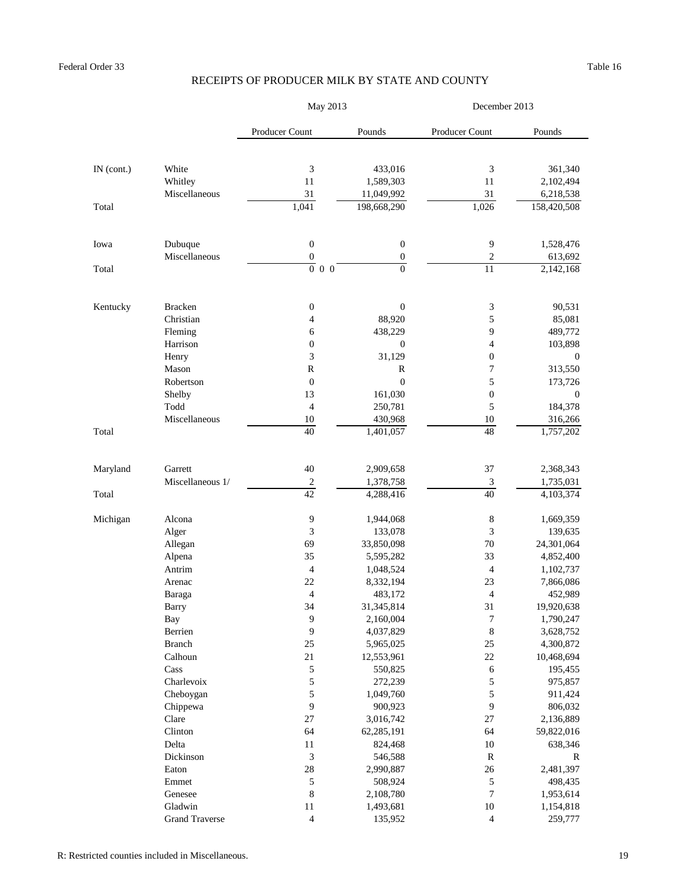Federal Order 33 Table 16

# RECEIPTS OF PRODUCER MILK BY STATE AND COUNTY

| | | May 2013 | | December 2013 | |
|---|---|---|---|---|---|
| | | Producer Count | Pounds | Producer Count | Pounds |
| IN (cont.) | White | 3 | 433,016 | 3 | 361,340 |
| | Whitley | 11 | 1,589,303 | 11 | 2,102,494 |
| | Miscellaneous | 31 | 11,049,992 | 31 | 6,218,538 |
| Total | | 1,041 | 198,668,290 | 1,026 | 158,420,508 |
| Iowa | Dubuque | 0 | 0 | 9 | 1,528,476 |
| | Miscellaneous | 0 | 0 | 2 | 613,692 |
| Total | | 0 0 0 | 0 | 11 | 2,142,168 |
| Kentucky | Bracken | 0 | 0 | 3 | 90,531 |
| | Christian | 4 | 88,920 | 5 | 85,081 |
| | Fleming | 6 | 438,229 | 9 | 489,772 |
| | Harrison | 0 | 0 | 4 | 103,898 |
| | Henry | 3 | 31,129 | 0 | 0 |
| | Mason | R | R | 7 | 313,550 |
| | Robertson | 0 | 0 | 5 | 173,726 |
| | Shelby | 13 | 161,030 | 0 | 0 |
| | Todd | 4 | 250,781 | 5 | 184,378 |
| | Miscellaneous | 10 | 430,968 | 10 | 316,266 |
| Total | | 40 | 1,401,057 | 48 | 1,757,202 |
| Maryland | Garrett | 40 | 2,909,658 | 37 | 2,368,343 |
| | Miscellaneous 1/ | 2 | 1,378,758 | 3 | 1,735,031 |
| Total | | 42 | 4,288,416 | 40 | 4,103,374 |
| Michigan | Alcona | 9 | 1,944,068 | 8 | 1,669,359 |
| | Alger | 3 | 133,078 | 3 | 139,635 |
| | Allegan | 69 | 33,850,098 | 70 | 24,301,064 |
| | Alpena | 35 | 5,595,282 | 33 | 4,852,400 |
| | Antrim | 4 | 1,048,524 | 4 | 1,102,737 |
| | Arenac | 22 | 8,332,194 | 23 | 7,866,086 |
| | Baraga | 4 | 483,172 | 4 | 452,989 |
| | Barry | 34 | 31,345,814 | 31 | 19,920,638 |
| | Bay | 9 | 2,160,004 | 7 | 1,790,247 |
| | Berrien | 9 | 4,037,829 | 8 | 3,628,752 |
| | Branch | 25 | 5,965,025 | 25 | 4,300,872 |
| | Calhoun | 21 | 12,553,961 | 22 | 10,468,694 |
| | Cass | 5 | 550,825 | 6 | 195,455 |
| | Charlevoix | 5 | 272,239 | 5 | 975,857 |
| | Cheboygan | 5 | 1,049,760 | 5 | 911,424 |
| | Chippewa | 9 | 900,923 | 9 | 806,032 |
| | Clare | 27 | 3,016,742 | 27 | 2,136,889 |
| | Clinton | 64 | 62,285,191 | 64 | 59,822,016 |
| | Delta | 11 | 824,468 | 10 | 638,346 |
| | Dickinson | 3 | 546,588 | R | R |
| | Eaton | 28 | 2,990,887 | 26 | 2,481,397 |
| | Emmet | 5 | 508,924 | 5 | 498,435 |
| | Genesee | 8 | 2,108,780 | 7 | 1,953,614 |
| | Gladwin | 11 | 1,493,681 | 10 | 1,154,818 |
| | Grand Traverse | 4 | 135,952 | 4 | 259,777 |

R: Restricted counties included in Miscellaneous.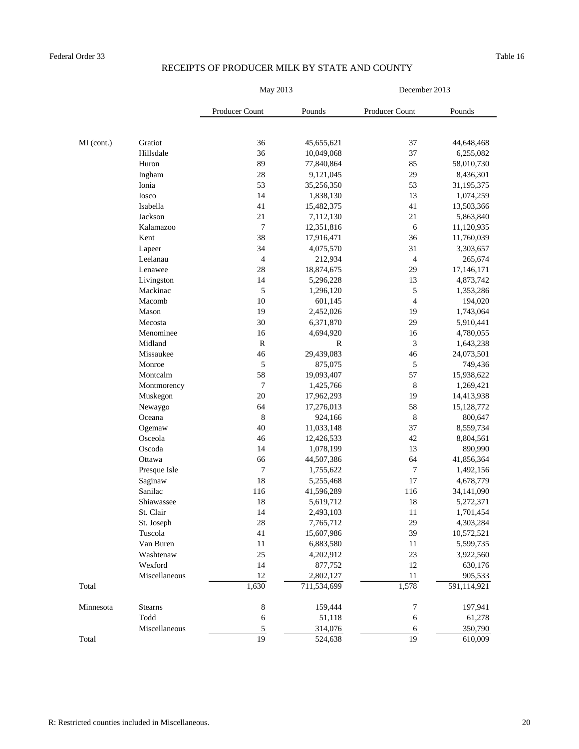Federal Order 33 Table 16

## RECEIPTS OF PRODUCER MILK BY STATE AND COUNTY

| | | May 2013 | | December 2013 | |
|---|---|---|---|---|---|
| | | Producer Count | Pounds | Producer Count | Pounds |
| MI (cont.) | Gratiot | 36 | 45,655,621 | 37 | 44,648,468 |
| | Hillsdale | 36 | 10,049,068 | 37 | 6,255,082 |
| | Huron | 89 | 77,840,864 | 85 | 58,010,730 |
| | Ingham | 28 | 9,121,045 | 29 | 8,436,301 |
| | Ionia | 53 | 35,256,350 | 53 | 31,195,375 |
| | Iosco | 14 | 1,838,130 | 13 | 1,074,259 |
| | Isabella | 41 | 15,482,375 | 41 | 13,503,366 |
| | Jackson | 21 | 7,112,130 | 21 | 5,863,840 |
| | Kalamazoo | 7 | 12,351,816 | 6 | 11,120,935 |
| | Kent | 38 | 17,916,471 | 36 | 11,760,039 |
| | Lapeer | 34 | 4,075,570 | 31 | 3,303,657 |
| | Leelanau | 4 | 212,934 | 4 | 265,674 |
| | Lenawee | 28 | 18,874,675 | 29 | 17,146,171 |
| | Livingston | 14 | 5,296,228 | 13 | 4,873,742 |
| | Mackinac | 5 | 1,296,120 | 5 | 1,353,286 |
| | Macomb | 10 | 601,145 | 4 | 194,020 |
| | Mason | 19 | 2,452,026 | 19 | 1,743,064 |
| | Mecosta | 30 | 6,371,870 | 29 | 5,910,441 |
| | Menominee | 16 | 4,694,920 | 16 | 4,780,055 |
| | Midland | R | R | 3 | 1,643,238 |
| | Missaukee | 46 | 29,439,083 | 46 | 24,073,501 |
| | Monroe | 5 | 875,075 | 5 | 749,436 |
| | Montcalm | 58 | 19,093,407 | 57 | 15,938,622 |
| | Montmorency | 7 | 1,425,766 | 8 | 1,269,421 |
| | Muskegon | 20 | 17,962,293 | 19 | 14,413,938 |
| | Newaygo | 64 | 17,276,013 | 58 | 15,128,772 |
| | Oceana | 8 | 924,166 | 8 | 800,647 |
| | Ogemaw | 40 | 11,033,148 | 37 | 8,559,734 |
| | Osceola | 46 | 12,426,533 | 42 | 8,804,561 |
| | Oscoda | 14 | 1,078,199 | 13 | 890,990 |
| | Ottawa | 66 | 44,507,386 | 64 | 41,856,364 |
| | Presque Isle | 7 | 1,755,622 | 7 | 1,492,156 |
| | Saginaw | 18 | 5,255,468 | 17 | 4,678,779 |
| | Sanilac | 116 | 41,596,289 | 116 | 34,141,090 |
| | Shiawassee | 18 | 5,619,712 | 18 | 5,272,371 |
| | St. Clair | 14 | 2,493,103 | 11 | 1,701,454 |
| | St. Joseph | 28 | 7,765,712 | 29 | 4,303,284 |
| | Tuscola | 41 | 15,607,986 | 39 | 10,572,521 |
| | Van Buren | 11 | 6,883,580 | 11 | 5,599,735 |
| | Washtenaw | 25 | 4,202,912 | 23 | 3,922,560 |
| | Wexford | 14 | 877,752 | 12 | 630,176 |
| | Miscellaneous | 12 | 2,802,127 | 11 | 905,533 |
| Total | | 1,630 | 711,534,699 | 1,578 | 591,114,921 |
| Minnesota | Stearns | 8 | 159,444 | 7 | 197,941 |
| | Todd | 6 | 51,118 | 6 | 61,278 |
| | Miscellaneous | 5 | 314,076 | 6 | 350,790 |
| Total | | 19 | 524,638 | 19 | 610,009 |

R: Restricted counties included in Miscellaneous.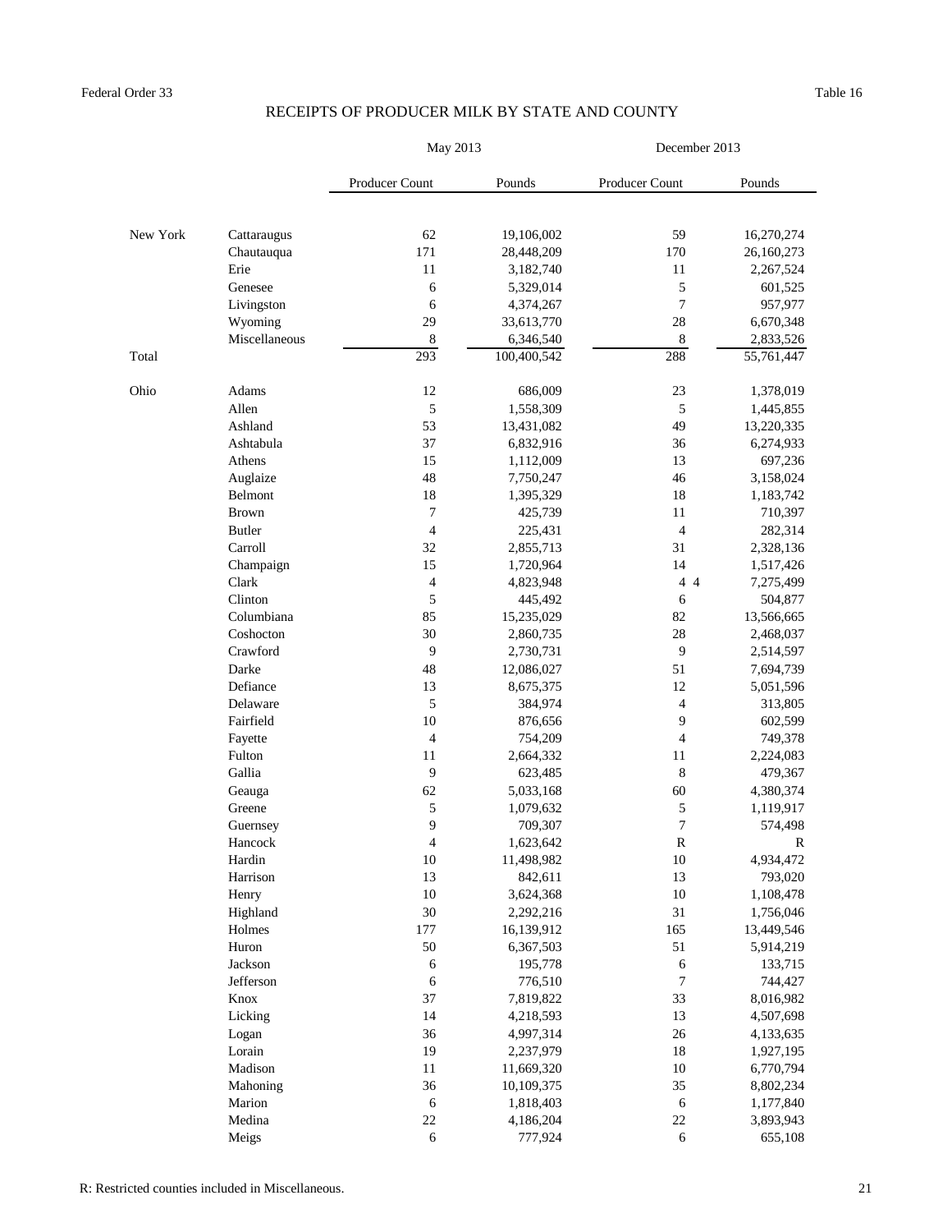Federal Order 33 Table 16

# RECEIPTS OF PRODUCER MILK BY STATE AND COUNTY

| | | May 2013 | | December 2013 | |
|---|---|---|---|---|---|
| | | Producer Count | Pounds | Producer Count | Pounds |
| New York | Cattaraugus | 62 | 19,106,002 | 59 | 16,270,274 |
| | Chautauqua | 171 | 28,448,209 | 170 | 26,160,273 |
| | Erie | 11 | 3,182,740 | 11 | 2,267,524 |
| | Genesee | 6 | 5,329,014 | 5 | 601,525 |
| | Livingston | 6 | 4,374,267 | 7 | 957,977 |
| | Wyoming | 29 | 33,613,770 | 28 | 6,670,348 |
| | Miscellaneous | 8 | 6,346,540 | 8 | 2,833,526 |
| Total | | 293 | 100,400,542 | 288 | 55,761,447 |
| Ohio | Adams | 12 | 686,009 | 23 | 1,378,019 |
| | Allen | 5 | 1,558,309 | 5 | 1,445,855 |
| | Ashland | 53 | 13,431,082 | 49 | 13,220,335 |
| | Ashtabula | 37 | 6,832,916 | 36 | 6,274,933 |
| | Athens | 15 | 1,112,009 | 13 | 697,236 |
| | Auglaize | 48 | 7,750,247 | 46 | 3,158,024 |
| | Belmont | 18 | 1,395,329 | 18 | 1,183,742 |
| | Brown | 7 | 425,739 | 11 | 710,397 |
| | Butler | 4 | 225,431 | 4 | 282,314 |
| | Carroll | 32 | 2,855,713 | 31 | 2,328,136 |
| | Champaign | 15 | 1,720,964 | 14 | 1,517,426 |
| | Clark | 4 | 4,823,948 | 4 4 | 7,275,499 |
| | Clinton | 5 | 445,492 | 6 | 504,877 |
| | Columbiana | 85 | 15,235,029 | 82 | 13,566,665 |
| | Coshocton | 30 | 2,860,735 | 28 | 2,468,037 |
| | Crawford | 9 | 2,730,731 | 9 | 2,514,597 |
| | Darke | 48 | 12,086,027 | 51 | 7,694,739 |
| | Defiance | 13 | 8,675,375 | 12 | 5,051,596 |
| | Delaware | 5 | 384,974 | 4 | 313,805 |
| | Fairfield | 10 | 876,656 | 9 | 602,599 |
| | Fayette | 4 | 754,209 | 4 | 749,378 |
| | Fulton | 11 | 2,664,332 | 11 | 2,224,083 |
| | Gallia | 9 | 623,485 | 8 | 479,367 |
| | Geauga | 62 | 5,033,168 | 60 | 4,380,374 |
| | Greene | 5 | 1,079,632 | 5 | 1,119,917 |
| | Guernsey | 9 | 709,307 | 7 | 574,498 |
| | Hancock | 4 | 1,623,642 | R | R |
| | Hardin | 10 | 11,498,982 | 10 | 4,934,472 |
| | Harrison | 13 | 842,611 | 13 | 793,020 |
| | Henry | 10 | 3,624,368 | 10 | 1,108,478 |
| | Highland | 30 | 2,292,216 | 31 | 1,756,046 |
| | Holmes | 177 | 16,139,912 | 165 | 13,449,546 |
| | Huron | 50 | 6,367,503 | 51 | 5,914,219 |
| | Jackson | 6 | 195,778 | 6 | 133,715 |
| | Jefferson | 6 | 776,510 | 7 | 744,427 |
| | Knox | 37 | 7,819,822 | 33 | 8,016,982 |
| | Licking | 14 | 4,218,593 | 13 | 4,507,698 |
| | Logan | 36 | 4,997,314 | 26 | 4,133,635 |
| | Lorain | 19 | 2,237,979 | 18 | 1,927,195 |
| | Madison | 11 | 11,669,320 | 10 | 6,770,794 |
| | Mahoning | 36 | 10,109,375 | 35 | 8,802,234 |
| | Marion | 6 | 1,818,403 | 6 | 1,177,840 |
| | Medina | 22 | 4,186,204 | 22 | 3,893,943 |
| | Meigs | 6 | 777,924 | 6 | 655,108 |

R: Restricted counties included in Miscellaneous.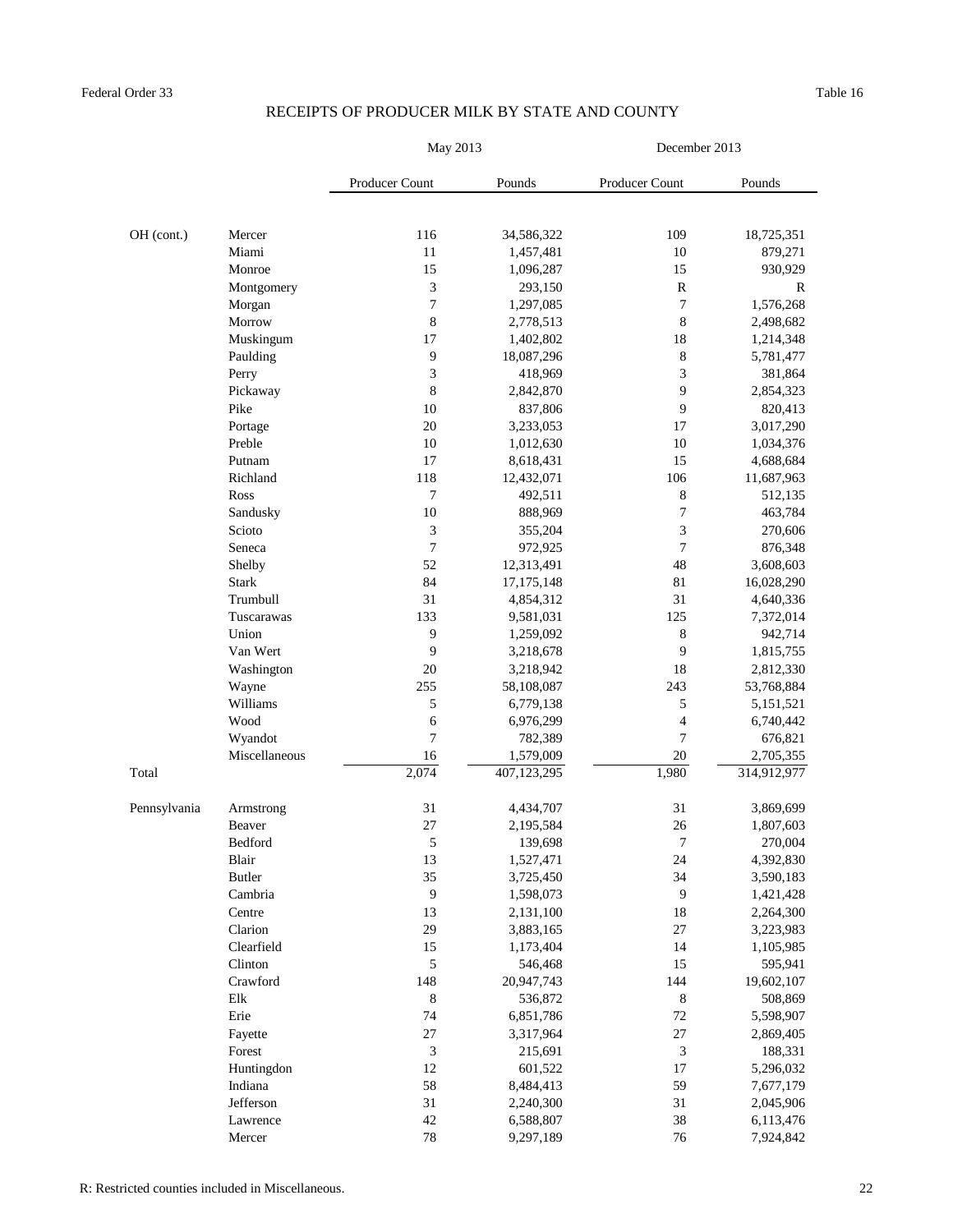Federal Order 33 | Table 16

## RECEIPTS OF PRODUCER MILK BY STATE AND COUNTY

| | | May 2013 | | December 2013 | |
|---|---|---|---|---|---|
| | | Producer Count | Pounds | Producer Count | Pounds |
| OH (cont.) | Mercer | 116 | 34,586,322 | 109 | 18,725,351 |
| | Miami | 11 | 1,457,481 | 10 | 879,271 |
| | Monroe | 15 | 1,096,287 | 15 | 930,929 |
| | Montgomery | 3 | 293,150 | R | R |
| | Morgan | 7 | 1,297,085 | 7 | 1,576,268 |
| | Morrow | 8 | 2,778,513 | 8 | 2,498,682 |
| | Muskingum | 17 | 1,402,802 | 18 | 1,214,348 |
| | Paulding | 9 | 18,087,296 | 8 | 5,781,477 |
| | Perry | 3 | 418,969 | 3 | 381,864 |
| | Pickaway | 8 | 2,842,870 | 9 | 2,854,323 |
| | Pike | 10 | 837,806 | 9 | 820,413 |
| | Portage | 20 | 3,233,053 | 17 | 3,017,290 |
| | Preble | 10 | 1,012,630 | 10 | 1,034,376 |
| | Putnam | 17 | 8,618,431 | 15 | 4,688,684 |
| | Richland | 118 | 12,432,071 | 106 | 11,687,963 |
| | Ross | 7 | 492,511 | 8 | 512,135 |
| | Sandusky | 10 | 888,969 | 7 | 463,784 |
| | Scioto | 3 | 355,204 | 3 | 270,606 |
| | Seneca | 7 | 972,925 | 7 | 876,348 |
| | Shelby | 52 | 12,313,491 | 48 | 3,608,603 |
| | Stark | 84 | 17,175,148 | 81 | 16,028,290 |
| | Trumbull | 31 | 4,854,312 | 31 | 4,640,336 |
| | Tuscarawas | 133 | 9,581,031 | 125 | 7,372,014 |
| | Union | 9 | 1,259,092 | 8 | 942,714 |
| | Van Wert | 9 | 3,218,678 | 9 | 1,815,755 |
| | Washington | 20 | 3,218,942 | 18 | 2,812,330 |
| | Wayne | 255 | 58,108,087 | 243 | 53,768,884 |
| | Williams | 5 | 6,779,138 | 5 | 5,151,521 |
| | Wood | 6 | 6,976,299 | 4 | 6,740,442 |
| | Wyandot | 7 | 782,389 | 7 | 676,821 |
| | Miscellaneous | 16 | 1,579,009 | 20 | 2,705,355 |
| Total | | 2,074 | 407,123,295 | 1,980 | 314,912,977 |
| Pennsylvania | Armstrong | 31 | 4,434,707 | 31 | 3,869,699 |
| | Beaver | 27 | 2,195,584 | 26 | 1,807,603 |
| | Bedford | 5 | 139,698 | 7 | 270,004 |
| | Blair | 13 | 1,527,471 | 24 | 4,392,830 |
| | Butler | 35 | 3,725,450 | 34 | 3,590,183 |
| | Cambria | 9 | 1,598,073 | 9 | 1,421,428 |
| | Centre | 13 | 2,131,100 | 18 | 2,264,300 |
| | Clarion | 29 | 3,883,165 | 27 | 3,223,983 |
| | Clearfield | 15 | 1,173,404 | 14 | 1,105,985 |
| | Clinton | 5 | 546,468 | 15 | 595,941 |
| | Crawford | 148 | 20,947,743 | 144 | 19,602,107 |
| | Elk | 8 | 536,872 | 8 | 508,869 |
| | Erie | 74 | 6,851,786 | 72 | 5,598,907 |
| | Fayette | 27 | 3,317,964 | 27 | 2,869,405 |
| | Forest | 3 | 215,691 | 3 | 188,331 |
| | Huntingdon | 12 | 601,522 | 17 | 5,296,032 |
| | Indiana | 58 | 8,484,413 | 59 | 7,677,179 |
| | Jefferson | 31 | 2,240,300 | 31 | 2,045,906 |
| | Lawrence | 42 | 6,588,807 | 38 | 6,113,476 |
| | Mercer | 78 | 9,297,189 | 76 | 7,924,842 |

R: Restricted counties included in Miscellaneous.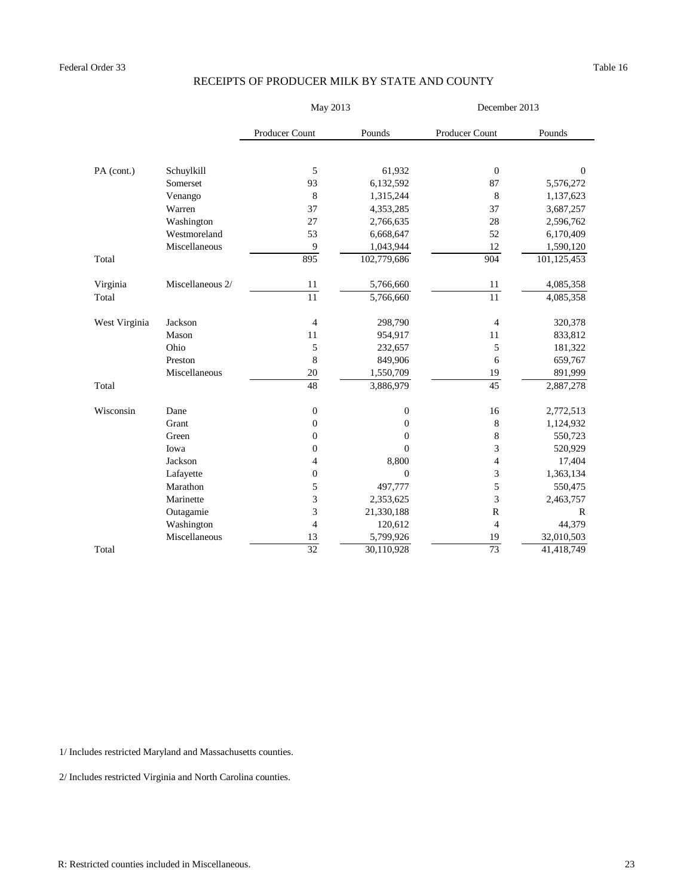Federal Order 33 Table 16

## RECEIPTS OF PRODUCER MILK BY STATE AND COUNTY

| | | May 2013 | | December 2013 | |
|---|---|---|---|---|---|
| | | Producer Count | Pounds | Producer Count | Pounds |
| PA (cont.) | Schuylkill | 5 | 61,932 | 0 | 0 |
| | Somerset | 93 | 6,132,592 | 87 | 5,576,272 |
| | Venango | 8 | 1,315,244 | 8 | 1,137,623 |
| | Warren | 37 | 4,353,285 | 37 | 3,687,257 |
| | Washington | 27 | 2,766,635 | 28 | 2,596,762 |
| | Westmoreland | 53 | 6,668,647 | 52 | 6,170,409 |
| | Miscellaneous | 9 | 1,043,944 | 12 | 1,590,120 |
| Total | | 895 | 102,779,686 | 904 | 101,125,453 |
| Virginia | Miscellaneous 2/ | 11 | 5,766,660 | 11 | 4,085,358 |
| Total | | 11 | 5,766,660 | 11 | 4,085,358 |
| West Virginia | Jackson | 4 | 298,790 | 4 | 320,378 |
| | Mason | 11 | 954,917 | 11 | 833,812 |
| | Ohio | 5 | 232,657 | 5 | 181,322 |
| | Preston | 8 | 849,906 | 6 | 659,767 |
| | Miscellaneous | 20 | 1,550,709 | 19 | 891,999 |
| Total | | 48 | 3,886,979 | 45 | 2,887,278 |
| Wisconsin | Dane | 0 | 0 | 16 | 2,772,513 |
| | Grant | 0 | 0 | 8 | 1,124,932 |
| | Green | 0 | 0 | 8 | 550,723 |
| | Iowa | 0 | 0 | 3 | 520,929 |
| | Jackson | 4 | 8,800 | 4 | 17,404 |
| | Lafayette | 0 | 0 | 3 | 1,363,134 |
| | Marathon | 5 | 497,777 | 5 | 550,475 |
| | Marinette | 3 | 2,353,625 | 3 | 2,463,757 |
| | Outagamie | 3 | 21,330,188 | R | R |
| | Washington | 4 | 120,612 | 4 | 44,379 |
| | Miscellaneous | 13 | 5,799,926 | 19 | 32,010,503 |
| Total | | 32 | 30,110,928 | 73 | 41,418,749 |

1/ Includes restricted Maryland and Massachusetts counties.

2/ Includes restricted Virginia and North Carolina counties.

R: Restricted counties included in Miscellaneous.